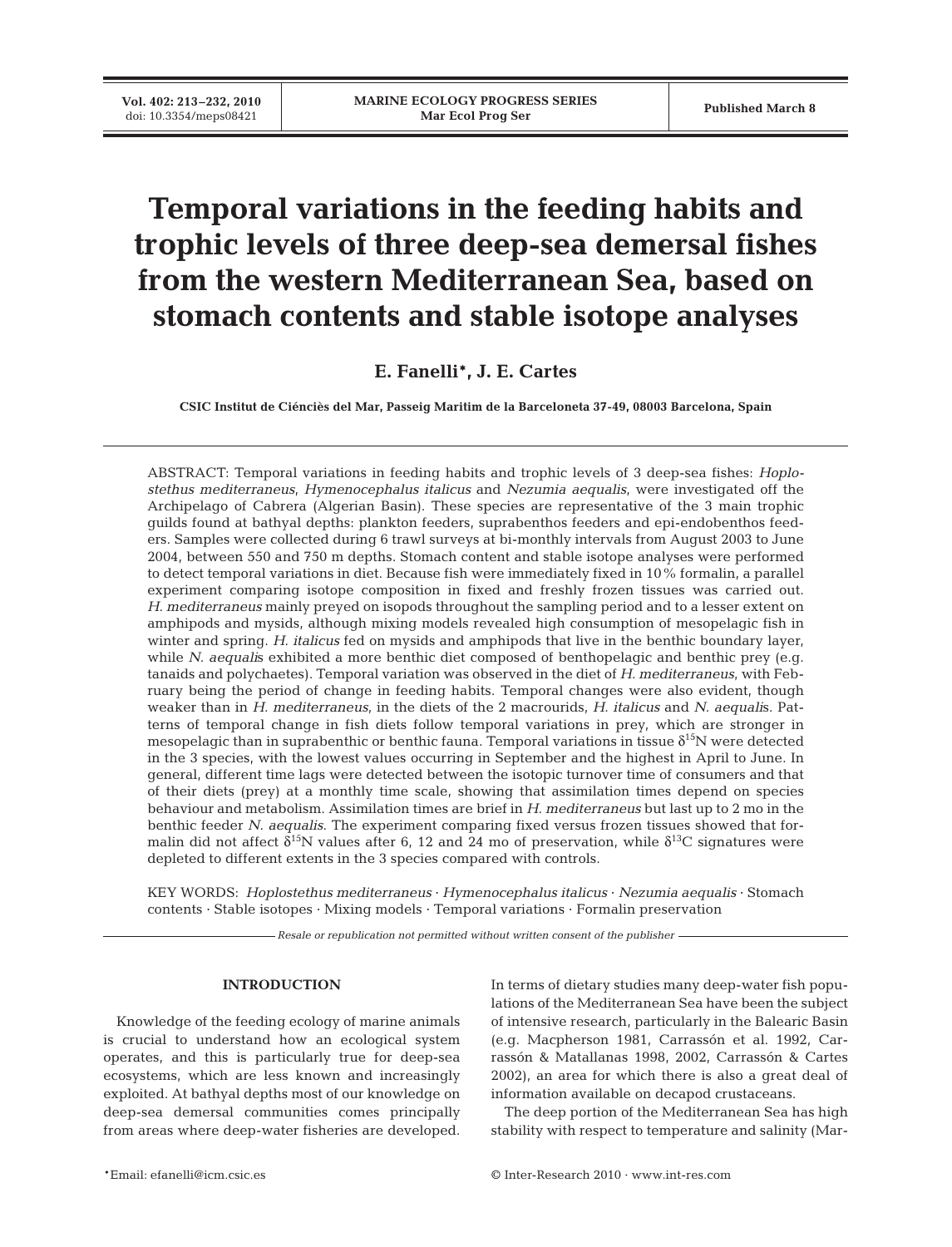# Temporal variations in the feeding habits and trophic levels of three deep-sea demersal fishes from the western Mediterranean Sea, based on stomach contents and stable isotope analyses

**E. Fanelli*, J. E. Cartes**

**CSIC Institut de Ciénciès del Mar, Passeig Maritim de la Barceloneta 37-49, 08003 Barcelona, Spain**

ABSTRACT: Temporal variations in feeding habits and trophic levels of 3 deep-sea fishes: *Hoplostethus mediterraneus*, *Hymenocephalus italicus* and *Nezumia aequalis*, were investigated off the Archipelago of Cabrera (Algerian Basin). These species are representative of the 3 main trophic guilds found at bathyal depths: plankton feeders, suprabenthos feeders and epi-endobenthos feeders. Samples were collected during 6 trawl surveys at bi-monthly intervals from August 2003 to June 2004, between 550 and 750 m depths. Stomach content and stable isotope analyses were performed to detect temporal variations in diet. Because fish were immediately fixed in 10% formalin, a parallel experiment comparing isotope composition in fixed and freshly frozen tissues was carried out. *H. mediterraneus* mainly preyed on isopods throughout the sampling period and to a lesser extent on amphipods and mysids, although mixing models revealed high consumption of mesopelagic fish in winter and spring. *H. italicus* fed on mysids and amphipods that live in the benthic boundary layer, while *N. aequalis* exhibited a more benthic diet composed of benthopelagic and benthic prey (e.g. tanaids and polychaetes). Temporal variation was observed in the diet of *H. mediterraneus*, with February being the period of change in feeding habits. Temporal changes were also evident, though weaker than in *H. mediterraneus*, in the diets of the 2 macrourids, *H. italicus* and *N. aequalis*. Patterns of temporal change in fish diets follow temporal variations in prey, which are stronger in mesopelagic than in suprabenthic or benthic fauna. Temporal variations in tissue $\delta^{15}N$ were detected in the 3 species, with the lowest values occurring in September and the highest in April to June. In general, different time lags were detected between the isotopic turnover time of consumers and that of their diets (prey) at a monthly time scale, showing that assimilation times depend on species behaviour and metabolism. Assimilation times are brief in *H. mediterraneus* but last up to 2 mo in the benthic feeder *N. aequalis*. The experiment comparing fixed versus frozen tissues showed that formalin did not affect $\delta^{15}N$ values after 6, 12 and 24 mo of preservation, while $\delta^{13}C$ signatures were depleted to different extents in the 3 species compared with controls.

KEY WORDS: *Hoplostethus mediterraneus* · *Hymenocephalus italicus* · *Nezumia aequalis* · Stomach contents · Stable isotopes · Mixing models · Temporal variations · Formalin preservation

*Resale or republication not permitted without written consent of the publisher*

## INTRODUCTION

Knowledge of the feeding ecology of marine animals is crucial to understand how an ecological system operates, and this is particularly true for deep-sea ecosystems, which are less known and increasingly exploited. At bathyal depths most of our knowledge on deep-sea demersal communities comes principally from areas where deep-water fisheries are developed. In terms of dietary studies many deep-water fish populations of the Mediterranean Sea have been the subject of intensive research, particularly in the Balearic Basin (e.g. Macpherson 1981, Carrassón et al. 1992, Carrassón & Matallanas 1998, 2002, Carrassón & Cartes 2002), an area for which there is also a great deal of information available on decapod crustaceans.

The deep portion of the Mediterranean Sea has high stability with respect to temperature and salinity (Mar-

*Email: efanelli@icm.csic.es

© Inter-Research 2010 · www.int-res.com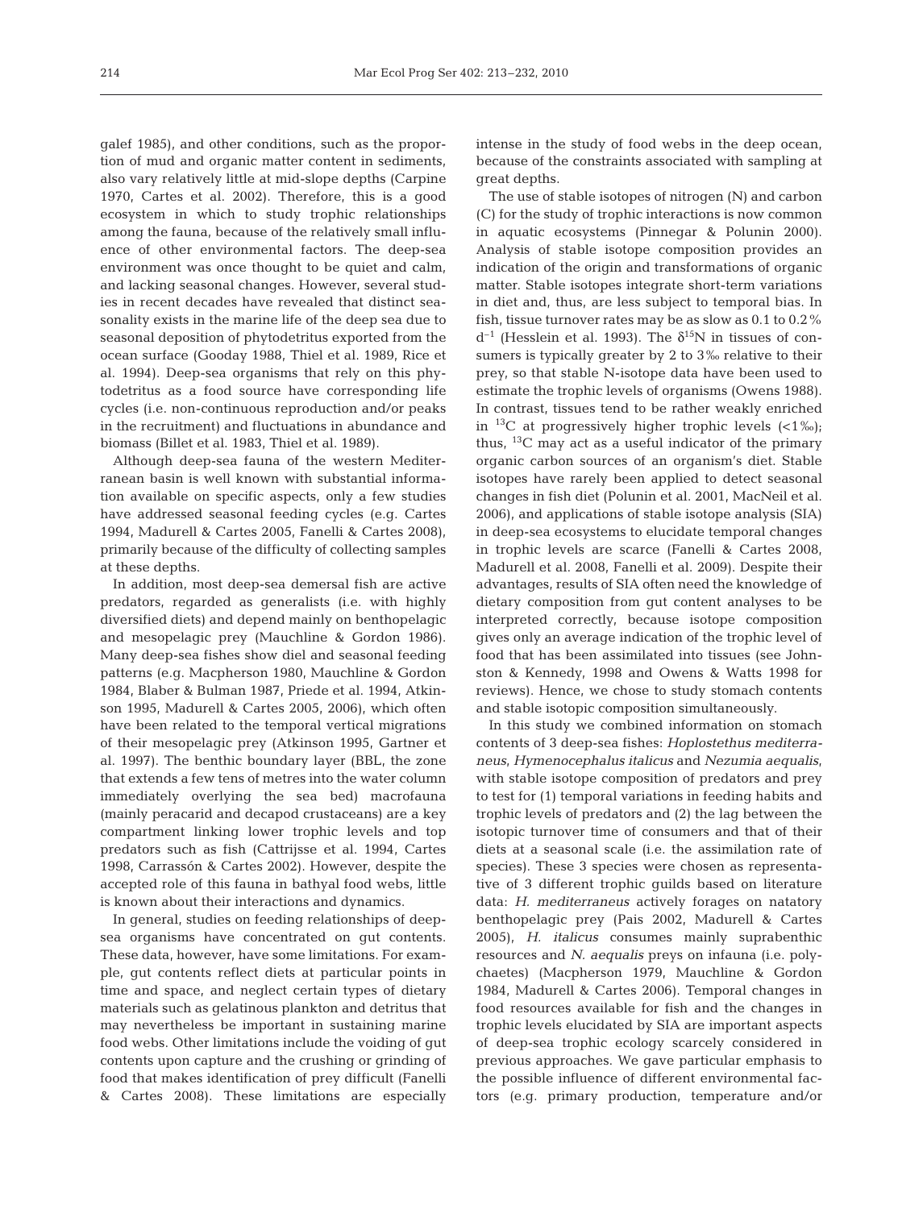galef 1985), and other conditions, such as the proportion of mud and organic matter content in sediments, also vary relatively little at mid-slope depths (Carpine 1970, Cartes et al. 2002). Therefore, this is a good ecosystem in which to study trophic relationships among the fauna, because of the relatively small influence of other environmental factors. The deep-sea environment was once thought to be quiet and calm, and lacking seasonal changes. However, several studies in recent decades have revealed that distinct seasonality exists in the marine life of the deep sea due to seasonal deposition of phytodetritus exported from the ocean surface (Gooday 1988, Thiel et al. 1989, Rice et al. 1994). Deep-sea organisms that rely on this phytodetritus as a food source have corresponding life cycles (i.e. non-continuous reproduction and/or peaks in the recruitment) and fluctuations in abundance and biomass (Billet et al. 1983, Thiel et al. 1989).

Although deep-sea fauna of the western Mediterranean basin is well known with substantial information available on specific aspects, only a few studies have addressed seasonal feeding cycles (e.g. Cartes 1994, Madurell & Cartes 2005, Fanelli & Cartes 2008), primarily because of the difficulty of collecting samples at these depths.

In addition, most deep-sea demersal fish are active predators, regarded as generalists (i.e. with highly diversified diets) and depend mainly on benthopelagic and mesopelagic prey (Mauchline & Gordon 1986). Many deep-sea fishes show diel and seasonal feeding patterns (e.g. Macpherson 1980, Mauchline & Gordon 1984, Blaber & Bulman 1987, Priede et al. 1994, Atkinson 1995, Madurell & Cartes 2005, 2006), which often have been related to the temporal vertical migrations of their mesopelagic prey (Atkinson 1995, Gartner et al. 1997). The benthic boundary layer (BBL, the zone that extends a few tens of metres into the water column immediately overlying the sea bed) macrofauna (mainly peracarid and decapod crustaceans) are a key compartment linking lower trophic levels and top predators such as fish (Cattrijsse et al. 1994, Cartes 1998, Carrassón & Cartes 2002). However, despite the accepted role of this fauna in bathyal food webs, little is known about their interactions and dynamics.

In general, studies on feeding relationships of deep-sea organisms have concentrated on gut contents. These data, however, have some limitations. For example, gut contents reflect diets at particular points in time and space, and neglect certain types of dietary materials such as gelatinous plankton and detritus that may nevertheless be important in sustaining marine food webs. Other limitations include the voiding of gut contents upon capture and the crushing or grinding of food that makes identification of prey difficult (Fanelli & Cartes 2008). These limitations are especially intense in the study of food webs in the deep ocean, because of the constraints associated with sampling at great depths.

The use of stable isotopes of nitrogen (N) and carbon (C) for the study of trophic interactions is now common in aquatic ecosystems (Pinnegar & Polunin 2000). Analysis of stable isotope composition provides an indication of the origin and transformations of organic matter. Stable isotopes integrate short-term variations in diet and, thus, are less subject to temporal bias. In fish, tissue turnover rates may be as slow as 0.1 to 0.2% $d^{-1}$ (Hesslein et al. 1993). The $\delta^{15}N$ in tissues of consumers is typically greater by 2 to 3‰ relative to their prey, so that stable N-isotope data have been used to estimate the trophic levels of organisms (Owens 1988). In contrast, tissues tend to be rather weakly enriched in $^{13}C$ at progressively higher trophic levels (<1‰); thus, $^{13}C$ may act as a useful indicator of the primary organic carbon sources of an organism's diet. Stable isotopes have rarely been applied to detect seasonal changes in fish diet (Polunin et al. 2001, MacNeil et al. 2006), and applications of stable isotope analysis (SIA) in deep-sea ecosystems to elucidate temporal changes in trophic levels are scarce (Fanelli & Cartes 2008, Madurell et al. 2008, Fanelli et al. 2009). Despite their advantages, results of SIA often need the knowledge of dietary composition from gut content analyses to be interpreted correctly, because isotope composition gives only an average indication of the trophic level of food that has been assimilated into tissues (see Johnston & Kennedy, 1998 and Owens & Watts 1998 for reviews). Hence, we chose to study stomach contents and stable isotopic composition simultaneously.

In this study we combined information on stomach contents of 3 deep-sea fishes: *Hoplostethus mediterraneus*, *Hymenocephalus italicus* and *Nezumia aequalis*, with stable isotope composition of predators and prey to test for (1) temporal variations in feeding habits and trophic levels of predators and (2) the lag between the isotopic turnover time of consumers and that of their diets at a seasonal scale (i.e. the assimilation rate of species). These 3 species were chosen as representative of 3 different trophic guilds based on literature data: *H. mediterraneus* actively forages on natatory benthopelagic prey (Pais 2002, Madurell & Cartes 2005), *H. italicus* consumes mainly suprabenthic resources and *N. aequalis* preys on infauna (i.e. polychaetes) (Macpherson 1979, Mauchline & Gordon 1984, Madurell & Cartes 2006). Temporal changes in food resources available for fish and the changes in trophic levels elucidated by SIA are important aspects of deep-sea trophic ecology scarcely considered in previous approaches. We gave particular emphasis to the possible influence of different environmental factors (e.g. primary production, temperature and/or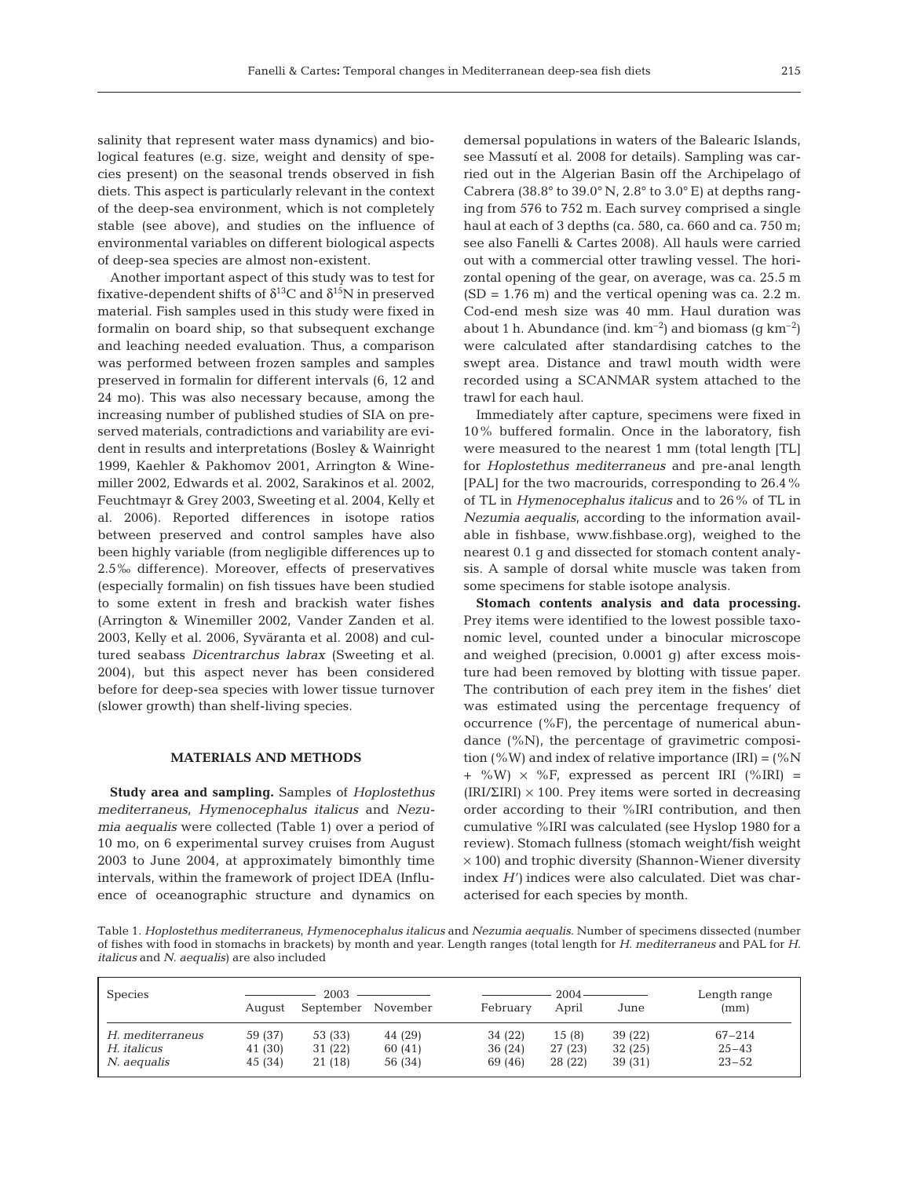salinity that represent water mass dynamics) and biological features (e.g. size, weight and density of species present) on the seasonal trends observed in fish diets. This aspect is particularly relevant in the context of the deep-sea environment, which is not completely stable (see above), and studies on the influence of environmental variables on different biological aspects of deep-sea species are almost non-existent.

Another important aspect of this study was to test for fixative-dependent shifts of $\delta^{13}C$ and $\delta^{15}N$ in preserved material. Fish samples used in this study were fixed in formalin on board ship, so that subsequent exchange and leaching needed evaluation. Thus, a comparison was performed between frozen samples and samples preserved in formalin for different intervals (6, 12 and 24 mo). This was also necessary because, among the increasing number of published studies of SIA on preserved materials, contradictions and variability are evident in results and interpretations (Bosley & Wainright 1999, Kaehler & Pakhomov 2001, Arrington & Winemiller 2002, Edwards et al. 2002, Sarakinos et al. 2002, Feuchtmayr & Grey 2003, Sweeting et al. 2004, Kelly et al. 2006). Reported differences in isotope ratios between preserved and control samples have also been highly variable (from negligible differences up to 2.5‰ difference). Moreover, effects of preservatives (especially formalin) on fish tissues have been studied to some extent in fresh and brackish water fishes (Arrington & Winemiller 2002, Vander Zanden et al. 2003, Kelly et al. 2006, Syväranta et al. 2008) and cultured seabass *Dicentrarchus labrax* (Sweeting et al. 2004), but this aspect never has been considered before for deep-sea species with lower tissue turnover (slower growth) than shelf-living species.

## MATERIALS AND METHODS

**Study area and sampling.** Samples of *Hoplostethus mediterraneus*, *Hymenocephalus italicus* and *Nezumia aequalis* were collected (Table 1) over a period of 10 mo, on 6 experimental survey cruises from August 2003 to June 2004, at approximately bimonthly time intervals, within the framework of project IDEA (Influence of oceanographic structure and dynamics on demersal populations in waters of the Balearic Islands, see Massutí et al. 2008 for details). Sampling was carried out in the Algerian Basin off the Archipelago of Cabrera (38.8° to 39.0° N, 2.8° to 3.0° E) at depths ranging from 576 to 752 m. Each survey comprised a single haul at each of 3 depths (ca. 580, ca. 660 and ca. 750 m; see also Fanelli & Cartes 2008). All hauls were carried out with a commercial otter trawling vessel. The horizontal opening of the gear, on average, was ca. 25.5 m (SD = 1.76 m) and the vertical opening was ca. 2.2 m. Cod-end mesh size was 40 mm. Haul duration was about 1 h. Abundance (ind. $km^{-2}$) and biomass (g $km^{-2}$) were calculated after standardising catches to the swept area. Distance and trawl mouth width were recorded using a SCANMAR system attached to the trawl for each haul.

Immediately after capture, specimens were fixed in 10% buffered formalin. Once in the laboratory, fish were measured to the nearest 1 mm (total length [TL] for *Hoplostethus mediterraneus* and pre-anal length [PAL] for the two macrourids, corresponding to 26.4% of TL in *Hymenocephalus italicus* and to 26% of TL in *Nezumia aequalis*, according to the information available in fishbase, www.fishbase.org), weighed to the nearest 0.1 g and dissected for stomach content analysis. A sample of dorsal white muscle was taken from some specimens for stable isotope analysis.

**Stomach contents analysis and data processing.** Prey items were identified to the lowest possible taxonomic level, counted under a binocular microscope and weighed (precision, 0.0001 g) after excess moisture had been removed by blotting with tissue paper. The contribution of each prey item in the fishes' diet was estimated using the percentage frequency of occurrence (%F), the percentage of numerical abundance (%N), the percentage of gravimetric composition (%W) and index of relative importance (IRI) = (%N + %W) × %F, expressed as percent IRI (%IRI) = (IRI/ΣIRI) × 100. Prey items were sorted in decreasing order according to their %IRI contribution, and then cumulative %IRI was calculated (see Hyslop 1980 for a review). Stomach fullness (stomach weight/fish weight × 100) and trophic diversity (Shannon-Wiener diversity index $H'$) indices were also calculated. Diet was characterised for each species by month.

Table 1. *Hoplostethus mediterraneus*, *Hymenocephalus italicus* and *Nezumia aequalis*. Number of specimens dissected (number of fishes with food in stomachs in brackets) by month and year. Length ranges (total length for *H. mediterraneus* and PAL for *H. italicus* and *N. aequalis*) are also included

| Species | 2003 | | | 2004 | | | Length range (mm) |
|---|---|---|---|---|---|---|---|
| | August | September | November | February | April | June | |
| *H. mediterraneus* | 59 (37) | 53 (33) | 44 (29) | 34 (22) | 15 (8) | 39 (22) | 67–214 |
| *H. italicus* | 41 (30) | 31 (22) | 60 (41) | 36 (24) | 27 (23) | 32 (25) | 25–43 |
| *N. aequalis* | 45 (34) | 21 (18) | 56 (34) | 69 (46) | 28 (22) | 39 (31) | 23–52 |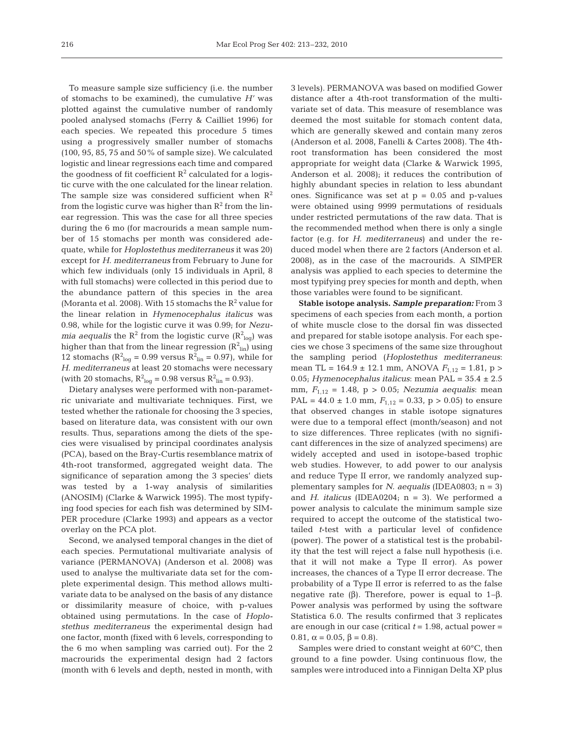To measure sample size sufficiency (i.e. the number of stomachs to be examined), the cumulative $H'$ was plotted against the cumulative number of randomly pooled analysed stomachs (Ferry & Cailliet 1996) for each species. We repeated this procedure 5 times using a progressively smaller number of stomachs (100, 95, 85, 75 and 50% of sample size). We calculated logistic and linear regressions each time and compared the goodness of fit coefficient $R^2$ calculated for a logistic curve with the one calculated for the linear relation. The sample size was considered sufficient when $R^2$ from the logistic curve was higher than $R^2$ from the linear regression. This was the case for all three species during the 6 mo (for macrourids a mean sample number of 15 stomachs per month was considered adequate, while for *Hoplostethus mediterraneus* it was 20) except for *H. mediterraneus* from February to June for which few individuals (only 15 individuals in April, 8 with full stomachs) were collected in this period due to the abundance pattern of this species in the area (Moranta et al. 2008). With 15 stomachs the $R^2$ value for the linear relation in *Hymenocephalus italicus* was 0.98, while for the logistic curve it was 0.99; for *Nezumia aequalis* the $R^2$ from the logistic curve ($R^2_{log}$) was higher than that from the linear regression ($R^2_{lin}$) using 12 stomachs ($R^2_{log} = 0.99$ versus $R^2_{lin} = 0.97$), while for *H. mediterraneus* at least 20 stomachs were necessary (with 20 stomachs, $R^2_{log} = 0.98$ versus $R^2_{lin} = 0.93$).

Dietary analyses were performed with non-parametric univariate and multivariate techniques. First, we tested whether the rationale for choosing the 3 species, based on literature data, was consistent with our own results. Thus, separations among the diets of the species were visualised by principal coordinates analysis (PCA), based on the Bray-Curtis resemblance matrix of 4th-root transformed, aggregated weight data. The significance of separation among the 3 species' diets was tested by a 1-way analysis of similarities (ANOSIM) (Clarke & Warwick 1995). The most typifying food species for each fish was determined by SIMPER procedure (Clarke 1993) and appears as a vector overlay on the PCA plot.

Second, we analysed temporal changes in the diet of each species. Permutational multivariate analysis of variance (PERMANOVA) (Anderson et al. 2008) was used to analyse the multivariate data set for the complete experimental design. This method allows multivariate data to be analysed on the basis of any distance or dissimilarity measure of choice, with p-values obtained using permutations. In the case of *Hoplostethus mediterraneus* the experimental design had one factor, month (fixed with 6 levels, corresponding to the 6 mo when sampling was carried out). For the 2 macrourids the experimental design had 2 factors (month with 6 levels and depth, nested in month, with 3 levels). PERMANOVA was based on modified Gower distance after a 4th-root transformation of the multivariate set of data. This measure of resemblance was deemed the most suitable for stomach content data, which are generally skewed and contain many zeros (Anderson et al. 2008, Fanelli & Cartes 2008). The 4th-root transformation has been considered the most appropriate for weight data (Clarke & Warwick 1995, Anderson et al. 2008); it reduces the contribution of highly abundant species in relation to less abundant ones. Significance was set at $p = 0.05$ and p-values were obtained using 9999 permutations of residuals under restricted permutations of the raw data. That is the recommended method when there is only a single factor (e.g. for *H. mediterraneus*) and under the reduced model when there are 2 factors (Anderson et al. 2008), as in the case of the macrourids. A SIMPER analysis was applied to each species to determine the most typifying prey species for month and depth, when those variables were found to be significant.

**Stable isotope analysis.** ***Sample preparation:*** From 3 specimens of each species from each month, a portion of white muscle close to the dorsal fin was dissected and prepared for stable isotope analysis. For each species we chose 3 specimens of the same size throughout the sampling period (*Hoplostethus mediterraneus*: mean TL = 164.9 ± 12.1 mm, ANOVA $F_{1,12} = 1.81$, $p > 0.05$; *Hymenocephalus italicus*: mean PAL = 35.4 ± 2.5 mm, $F_{1,12} = 1.48$, $p > 0.05$; *Nezumia aequalis*: mean PAL = 44.0 ± 1.0 mm, $F_{1,12} = 0.33$, $p > 0.05$) to ensure that observed changes in stable isotope signatures were due to a temporal effect (month/season) and not to size differences. Three replicates (with no significant differences in the size of analyzed specimens) are widely accepted and used in isotope-based trophic web studies. However, to add power to our analysis and reduce Type II error, we randomly analyzed supplementary samples for *N. aequalis* (IDEA0803; n = 3) and *H. italicus* (IDEA0204; n = 3). We performed a power analysis to calculate the minimum sample size required to accept the outcome of the statistical two-tailed *t*-test with a particular level of confidence (power). The power of a statistical test is the probability that the test will reject a false null hypothesis (i.e. that it will not make a Type II error). As power increases, the chances of a Type II error decrease. The probability of a Type II error is referred to as the false negative rate (β). Therefore, power is equal to 1–β. Power analysis was performed by using the software Statistica 6.0. The results confirmed that 3 replicates are enough in our case (critical $t = 1.98$, actual power = 0.81, $\alpha = 0.05$, $\beta = 0.8$).

Samples were dried to constant weight at 60°C, then ground to a fine powder. Using continuous flow, the samples were introduced into a Finnigan Delta XP plus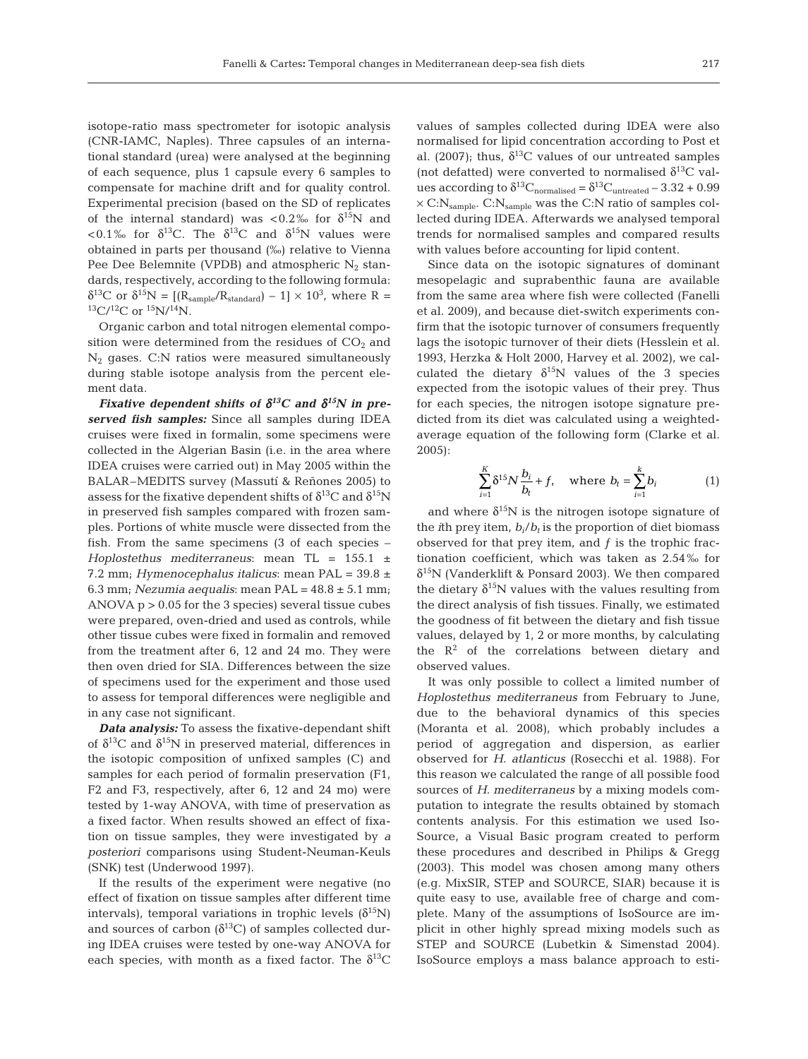isotope-ratio mass spectrometer for isotopic analysis (CNR-IAMC, Naples). Three capsules of an international standard (urea) were analysed at the beginning of each sequence, plus 1 capsule every 6 samples to compensate for machine drift and for quality control. Experimental precision (based on the SD of replicates of the internal standard) was <0.2‰ for $\delta^{15}N$ and <0.1‰ for $\delta^{13}C$. The $\delta^{13}C$ and $\delta^{15}N$ values were obtained in parts per thousand (‰) relative to Vienna Pee Dee Belemnite (VPDB) and atmospheric $N_2$ standards, respectively, according to the following formula: $\delta^{13}C$ or $\delta^{15}N = [(R_{sample}/R_{standard}) - 1] \times 10^3$, where R = $^{13}C/^{12}C$ or $^{15}N/^{14}N$.

Organic carbon and total nitrogen elemental composition were determined from the residues of $CO_2$ and $N_2$ gases. C:N ratios were measured simultaneously during stable isotope analysis from the percent element data.

***Fixative dependent shifts of $\delta^{13}C$ and $\delta^{15}N$ in preserved fish samples:*** Since all samples during IDEA cruises were fixed in formalin, some specimens were collected in the Algerian Basin (i.e. in the area where IDEA cruises were carried out) in May 2005 within the BALAR–MEDITS survey (Massutí & Reñones 2005) to assess for the fixative dependent shifts of $\delta^{13}C$ and $\delta^{15}N$ in preserved fish samples compared with frozen samples. Portions of white muscle were dissected from the fish. From the same specimens (3 of each species – *Hoplostethus mediterraneus*: mean TL = 155.1 ± 7.2 mm; *Hymenocephalus italicus*: mean PAL = 39.8 ± 6.3 mm; *Nezumia aequalis*: mean PAL = 48.8 ± 5.1 mm; ANOVA $p > 0.05$ for the 3 species) several tissue cubes were prepared, oven-dried and used as controls, while other tissue cubes were fixed in formalin and removed from the treatment after 6, 12 and 24 mo. They were then oven dried for SIA. Differences between the size of specimens used for the experiment and those used to assess for temporal differences were negligible and in any case not significant.

***Data analysis:*** To assess the fixative-dependant shift of $\delta^{13}C$ and $\delta^{15}N$ in preserved material, differences in the isotopic composition of unfixed samples (C) and samples for each period of formalin preservation (F1, F2 and F3, respectively, after 6, 12 and 24 mo) were tested by 1-way ANOVA, with time of preservation as a fixed factor. When results showed an effect of fixation on tissue samples, they were investigated by *a posteriori* comparisons using Student-Neuman-Keuls (SNK) test (Underwood 1997).

If the results of the experiment were negative (no effect of fixation on tissue samples after different time intervals), temporal variations in trophic levels ($\delta^{15}N$) and sources of carbon ($\delta^{13}C$) of samples collected during IDEA cruises were tested by one-way ANOVA for each species, with month as a fixed factor. The $\delta^{13}C$ values of samples collected during IDEA were also normalised for lipid concentration according to Post et al. (2007); thus, $\delta^{13}C$ values of our untreated samples (not defatted) were converted to normalised $\delta^{13}C$ values according to $\delta^{13}C_{normalised} = \delta^{13}C_{untreated} - 3.32 + 0.99 \times C{:}N_{sample}$. $C{:}N_{sample}$ was the C:N ratio of samples collected during IDEA. Afterwards we analysed temporal trends for normalised samples and compared results with values before accounting for lipid content.

Since data on the isotopic signatures of dominant mesopelagic and suprabenthic fauna are available from the same area where fish were collected (Fanelli et al. 2009), and because diet-switch experiments confirm that the isotopic turnover of consumers frequently lags the isotopic turnover of their diets (Hesslein et al. 1993, Herzka & Holt 2000, Harvey et al. 2002), we calculated the dietary $\delta^{15}N$ values of the 3 species expected from the isotopic values of their prey. Thus for each species, the nitrogen isotope signature predicted from its diet was calculated using a weighted-average equation of the following form (Clarke et al. 2005):

$$\sum_{i=1}^{K} \delta^{15}N \frac{b_i}{b_t} + f, \quad \text{where } b_t = \sum_{i=1}^{k} b_i \qquad (1)$$

and where $\delta^{15}N$ is the nitrogen isotope signature of the *i*th prey item, $b_i/b_t$ is the proportion of diet biomass observed for that prey item, and *f* is the trophic fractionation coefficient, which was taken as 2.54‰ for $\delta^{15}N$ (Vanderklift & Ponsard 2003). We then compared the dietary $\delta^{15}N$ values with the values resulting from the direct analysis of fish tissues. Finally, we estimated the goodness of fit between the dietary and fish tissue values, delayed by 1, 2 or more months, by calculating the $R^2$ of the correlations between dietary and observed values.

It was only possible to collect a limited number of *Hoplostethus mediterraneus* from February to June, due to the behavioral dynamics of this species (Moranta et al. 2008), which probably includes a period of aggregation and dispersion, as earlier observed for *H. atlanticus* (Rosecchi et al. 1988). For this reason we calculated the range of all possible food sources of *H. mediterraneus* by a mixing models computation to integrate the results obtained by stomach contents analysis. For this estimation we used IsoSource, a Visual Basic program created to perform these procedures and described in Philips & Gregg (2003). This model was chosen among many others (e.g. MixSIR, STEP and SOURCE, SIAR) because it is quite easy to use, available free of charge and complete. Many of the assumptions of IsoSource are implicit in other highly spread mixing models such as STEP and SOURCE (Lubetkin & Simenstad 2004). IsoSource employs a mass balance approach to esti-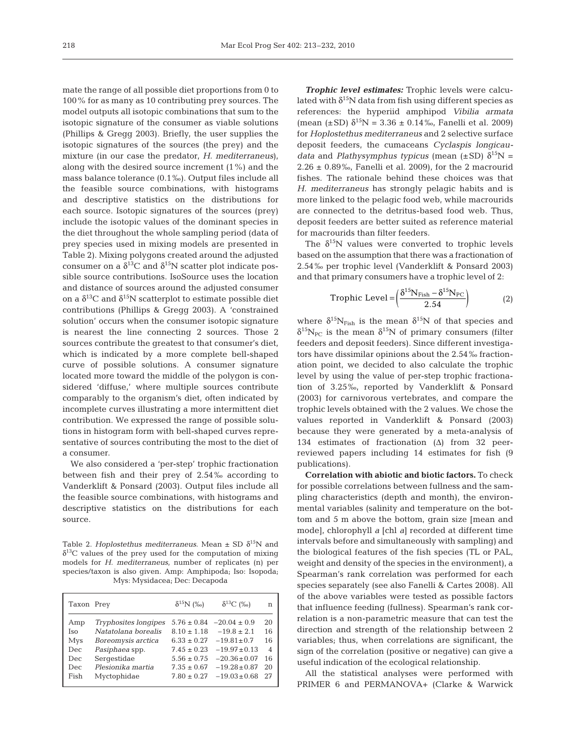mate the range of all possible diet proportions from 0 to 100% for as many as 10 contributing prey sources. The model outputs all isotopic combinations that sum to the isotopic signature of the consumer as viable solutions (Phillips & Gregg 2003). Briefly, the user supplies the isotopic signatures of the sources (the prey) and the mixture (in our case the predator, *H. mediterraneus*), along with the desired source increment (1%) and the mass balance tolerance (0.1‰). Output files include all the feasible source combinations, with histograms and descriptive statistics on the distributions for each source. Isotopic signatures of the sources (prey) include the isotopic values of the dominant species in the diet throughout the whole sampling period (data of prey species used in mixing models are presented in Table 2). Mixing polygons created around the adjusted consumer on a $\delta^{13}C$ and $\delta^{15}N$ scatter plot indicate possible source contributions. IsoSource uses the location and distance of sources around the adjusted consumer on a $\delta^{13}C$ and $\delta^{15}N$ scatterplot to estimate possible diet contributions (Phillips & Gregg 2003). A 'constrained solution' occurs when the consumer isotopic signature is nearest the line connecting 2 sources. Those 2 sources contribute the greatest to that consumer's diet, which is indicated by a more complete bell-shaped curve of possible solutions. A consumer signature located more toward the middle of the polygon is considered 'diffuse,' where multiple sources contribute comparably to the organism's diet, often indicated by incomplete curves illustrating a more intermittent diet contribution. We expressed the range of possible solutions in histogram form with bell-shaped curves representative of sources contributing the most to the diet of a consumer.

We also considered a 'per-step' trophic fractionation between fish and their prey of 2.54‰ according to Vanderklift & Ponsard (2003). Output files include all the feasible source combinations, with histograms and descriptive statistics on the distributions for each source.

Table 2. *Hoplostethus mediterraneus*. Mean ± SD $\delta^{15}N$ and $\delta^{13}C$ values of the prey used for the computation of mixing models for *H. mediterraneus*, number of replicates (n) per species/taxon is also given. Amp: Amphipoda; Iso: Isopoda; Mys: Mysidacea; Dec: Decapoda

| Taxon | Prey | $\delta^{15}N$ (‰) | $\delta^{13}C$ (‰) | n |
|---|---|---|---|---|
| Amp | *Tryphosites longipes* | 5.76 ± 0.84 | −20.04 ± 0.9 | 20 |
| Iso | *Natatolana borealis* | 8.10 ± 1.18 | −19.8 ± 2.1 | 16 |
| Mys | *Boreomysis arctica* | 6.33 ± 0.27 | −19.81 ± 0.7 | 16 |
| Dec | *Pasiphaea* spp. | 7.45 ± 0.23 | −19.97 ± 0.13 | 4 |
| Dec | Sergestidae | 5.56 ± 0.75 | −20.36 ± 0.07 | 16 |
| Dec | *Plesionika martia* | 7.35 ± 0.67 | −19.28 ± 0.87 | 20 |
| Fish | Myctophidae | 7.80 ± 0.27 | −19.03 ± 0.68 | 27 |

***Trophic level estimates:*** Trophic levels were calculated with $\delta^{15}N$ data from fish using different species as references: the hyperiid amphipod *Vibilia armata* (mean (±SD) $\delta^{15}N$ = 3.36 ± 0.14‰, Fanelli et al. 2009) for *Hoplostethus mediterraneus* and 2 selective surface deposit feeders, the cumaceans *Cyclaspis longicaudata* and *Plathysymphus typicus* (mean (±SD) $\delta^{15}N$ = 2.26 ± 0.89‰, Fanelli et al. 2009), for the 2 macrourid fishes. The rationale behind these choices was that *H. mediterraneus* has strongly pelagic habits and is more linked to the pelagic food web, while macrourids are connected to the detritus-based food web. Thus, deposit feeders are better suited as reference material for macrourids than filter feeders.

The $\delta^{15}N$ values were converted to trophic levels based on the assumption that there was a fractionation of 2.54‰ per trophic level (Vanderklift & Ponsard 2003) and that primary consumers have a trophic level of 2:

$$\text{Trophic Level} = \left(\frac{\delta^{15}N_{Fish} - \delta^{15}N_{PC}}{2.54}\right) \tag{2}$$

where $\delta^{15}N_{Fish}$ is the mean $\delta^{15}N$ of that species and $\delta^{15}N_{PC}$ is the mean $\delta^{15}N$ of primary consumers (filter feeders and deposit feeders). Since different investigators have dissimilar opinions about the 2.54‰ fractionation point, we decided to also calculate the trophic level by using the value of per-step trophic fractionation of 3.25‰, reported by Vanderklift & Ponsard (2003) for carnivorous vertebrates, and compare the trophic levels obtained with the 2 values. We chose the values reported in Vanderklift & Ponsard (2003) because they were generated by a meta-analysis of 134 estimates of fractionation (Δ) from 32 peer-reviewed papers including 14 estimates for fish (9 publications).

**Correlation with abiotic and biotic factors.** To check for possible correlations between fullness and the sampling characteristics (depth and month), the environmental variables (salinity and temperature on the bottom and 5 m above the bottom, grain size [mean and mode], chlorophyll *a* [chl *a*] recorded at different time intervals before and simultaneously with sampling) and the biological features of the fish species (TL or PAL, weight and density of the species in the environment), a Spearman's rank correlation was performed for each species separately (see also Fanelli & Cartes 2008). All of the above variables were tested as possible factors that influence feeding (fullness). Spearman's rank correlation is a non-parametric measure that can test the direction and strength of the relationship between 2 variables; thus, when correlations are significant, the sign of the correlation (positive or negative) can give a useful indication of the ecological relationship.

All the statistical analyses were performed with PRIMER 6 and PERMANOVA+ (Clarke & Warwick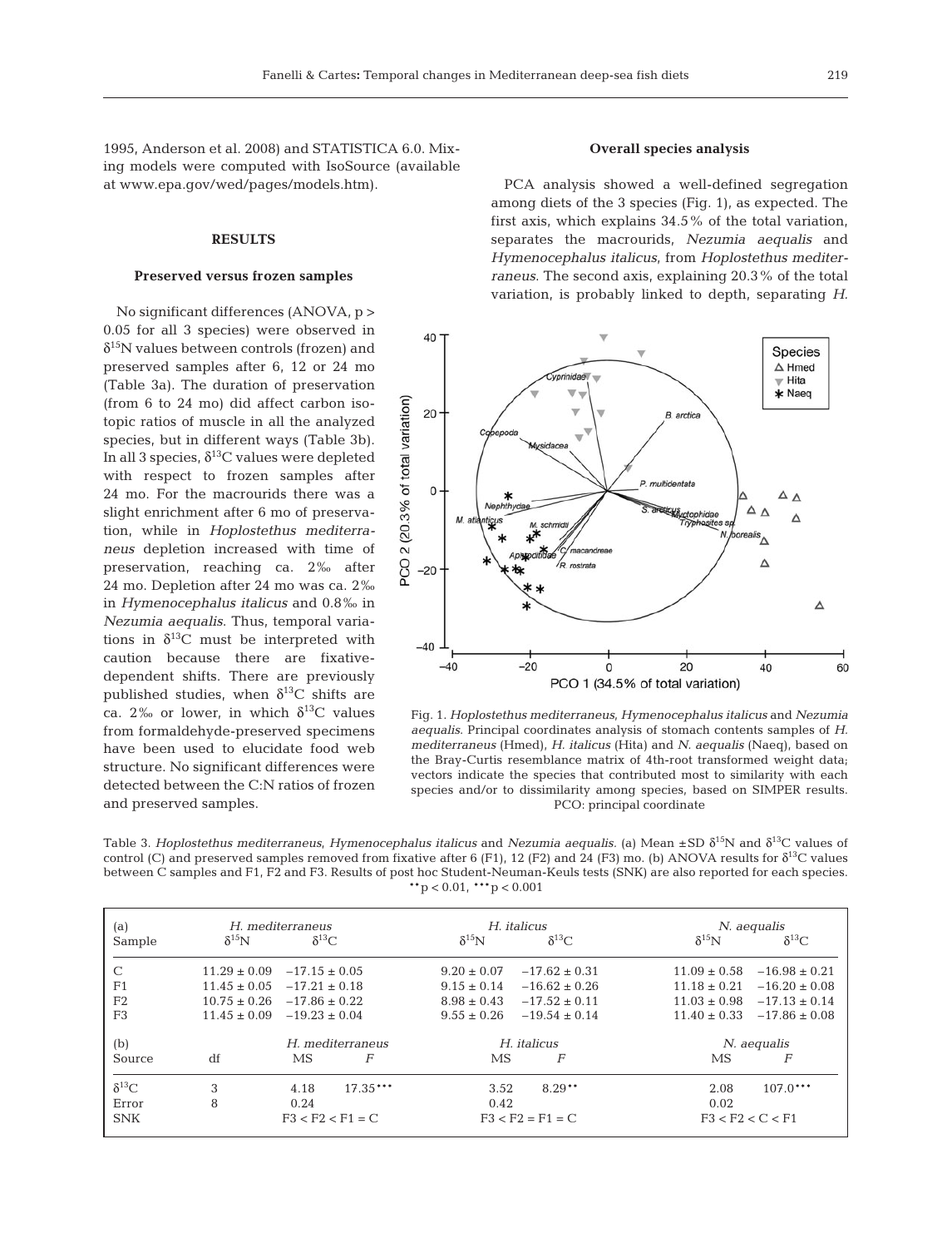1995, Anderson et al. 2008) and STATISTICA 6.0. Mixing models were computed with IsoSource (available at www.epa.gov/wed/pages/models.htm).

## RESULTS

### Preserved versus frozen samples

No significant differences (ANOVA, $p > 0.05$ for all 3 species) were observed in $\delta^{15}N$ values between controls (frozen) and preserved samples after 6, 12 or 24 mo (Table 3a). The duration of preservation (from 6 to 24 mo) did affect carbon isotopic ratios of muscle in all the analyzed species, but in different ways (Table 3b). In all 3 species, $\delta^{13}C$ values were depleted with respect to frozen samples after 24 mo. For the macrourids there was a slight enrichment after 6 mo of preservation, while in *Hoplostethus mediterraneus* depletion increased with time of preservation, reaching ca. 2‰ after 24 mo. Depletion after 24 mo was ca. 2‰ in *Hymenocephalus italicus* and 0.8‰ in *Nezumia aequalis*. Thus, temporal variations in $\delta^{13}C$ must be interpreted with caution because there are fixative-dependent shifts. There are previously published studies, when $\delta^{13}C$ shifts are ca. 2‰ or lower, in which $\delta^{13}C$ values from formaldehyde-preserved specimens have been used to elucidate food web structure. No significant differences were detected between the C:N ratios of frozen and preserved samples.

### Overall species analysis

PCA analysis showed a well-defined segregation among diets of the 3 species (Fig. 1), as expected. The first axis, which explains 34.5% of the total variation, separates the macrourids, *Nezumia aequalis* and *Hymenocephalus italicus*, from *Hoplostethus mediterraneus*. The second axis, explaining 20.3% of the total variation, is probably linked to depth, separating *H.*

Fig. 1. *Hoplostethus mediterraneus*, *Hymenocephalus italicus* and *Nezumia aequalis*. Principal coordinates analysis of stomach contents samples of *H. mediterraneus* (Hmed), *H. italicus* (Hita) and *N. aequalis* (Naeq), based on the Bray-Curtis resemblance matrix of 4th-root transformed weight data; vectors indicate the species that contributed most to similarity with each species and/or to dissimilarity among species, based on SIMPER results. PCO: principal coordinate

Table 3. *Hoplostethus mediterraneus*, *Hymenocephalus italicus* and *Nezumia aequalis*. (a) Mean ±SD $\delta^{15}N$ and $\delta^{13}C$ values of control (C) and preserved samples removed from fixative after 6 (F1), 12 (F2) and 24 (F3) mo. (b) ANOVA results for $\delta^{13}C$ values between C samples and F1, F2 and F3. Results of post hoc Student-Neuman-Keuls tests (SNK) are also reported for each species. $^{**}p < 0.01$, $^{***}p < 0.001$

| (a) | *H. mediterraneus* | | *H. italicus* | | *N. aequalis* | |
|---|---|---|---|---|---|---|
| Sample | $\delta^{15}N$ | $\delta^{13}C$ | $\delta^{15}N$ | $\delta^{13}C$ | $\delta^{15}N$ | $\delta^{13}C$ |
| C | 11.29 ± 0.09 | −17.15 ± 0.05 | 9.20 ± 0.07 | −17.62 ± 0.31 | 11.09 ± 0.58 | −16.98 ± 0.21 |
| F1 | 11.45 ± 0.05 | −17.21 ± 0.18 | 9.15 ± 0.14 | −16.62 ± 0.26 | 11.18 ± 0.21 | −16.20 ± 0.08 |
| F2 | 10.75 ± 0.26 | −17.86 ± 0.22 | 8.98 ± 0.43 | −17.52 ± 0.11 | 11.03 ± 0.98 | −17.13 ± 0.14 |
| F3 | 11.45 ± 0.09 | −19.23 ± 0.04 | 9.55 ± 0.26 | −19.54 ± 0.14 | 11.40 ± 0.33 | −17.86 ± 0.08 |

| (b) | | *H. mediterraneus* | | *H. italicus* | | *N. aequalis* | |
|---|---|---|---|---|---|---|---|
| Source | df | MS | *F* | MS | *F* | MS | *F* |
| $\delta^{13}C$ | 3 | 4.18 | 17.35*** | 3.52 | 8.29** | 2.08 | 107.0*** |
| Error | 8 | 0.24 | | 0.42 | | 0.02 | |
| SNK | | F3 < F2 < F1 = C | | F3 < F2 = F1 = C | | F3 < F2 < C < F1 | |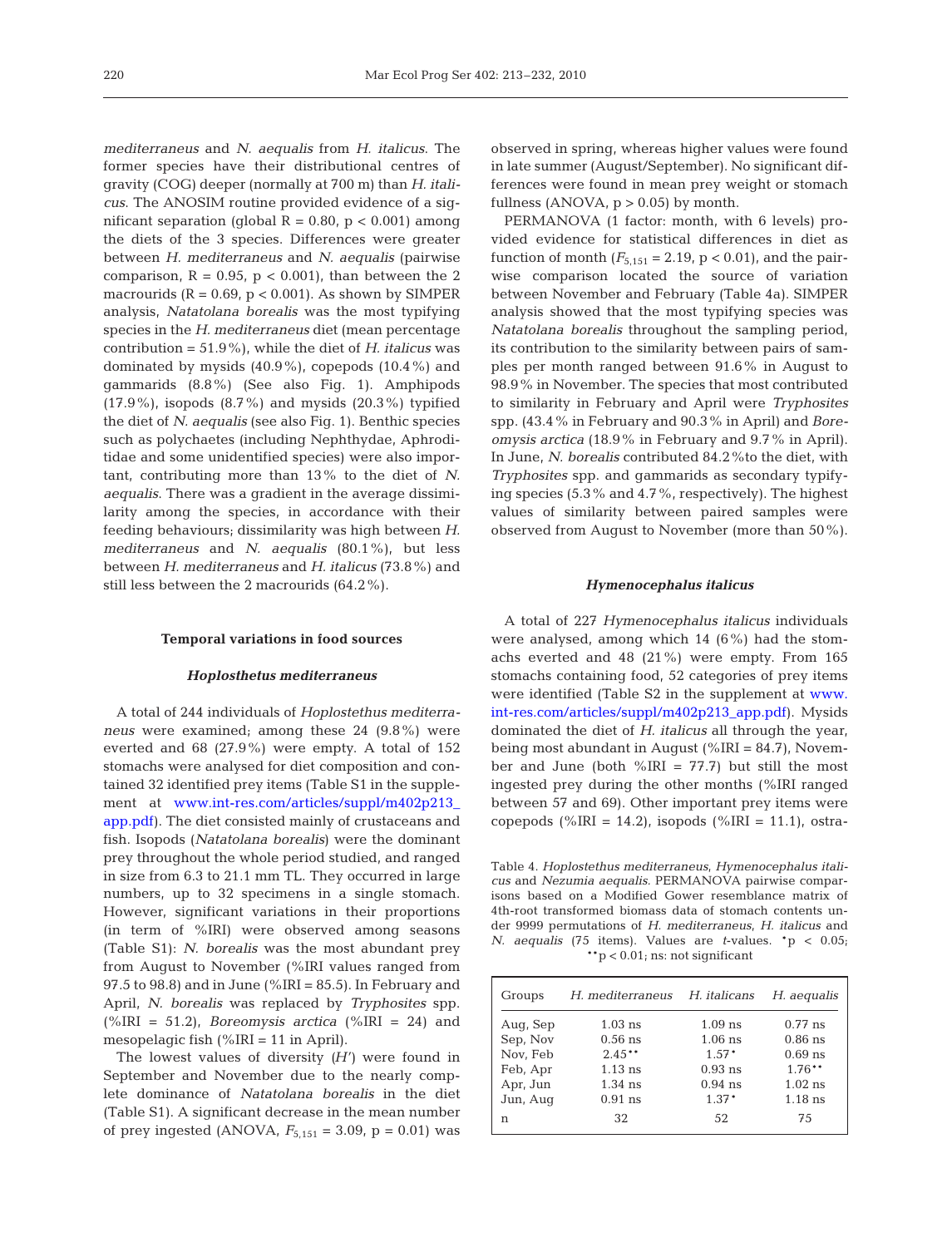*mediterraneus* and *N. aequalis* from *H. italicus*. The former species have their distributional centres of gravity (COG) deeper (normally at 700 m) than *H. italicus*. The ANOSIM routine provided evidence of a significant separation (global R = 0.80, $p < 0.001$) among the diets of the 3 species. Differences were greater between *H. mediterraneus* and *N. aequalis* (pairwise comparison, R = 0.95, $p < 0.001$), than between the 2 macrourids (R = 0.69, $p < 0.001$). As shown by SIMPER analysis, *Natatolana borealis* was the most typifying species in the *H. mediterraneus* diet (mean percentage contribution = 51.9%), while the diet of *H. italicus* was dominated by mysids (40.9%), copepods (10.4%) and gammarids (8.8%) (See also Fig. 1). Amphipods (17.9%), isopods (8.7%) and mysids (20.3%) typified the diet of *N. aequalis* (see also Fig. 1). Benthic species such as polychaetes (including Nephthydae, Aphroditidae and some unidentified species) were also important, contributing more than 13% to the diet of *N. aequalis*. There was a gradient in the average dissimilarity among the species, in accordance with their feeding behaviours; dissimilarity was high between *H. mediterraneus* and *N. aequalis* (80.1%), but less between *H. mediterraneus* and *H. italicus* (73.8%) and still less between the 2 macrourids (64.2%).

## Temporal variations in food sources

### *Hoplosthetus mediterraneus*

A total of 244 individuals of *Hoplostethus mediterraneus* were examined; among these 24 (9.8%) were everted and 68 (27.9%) were empty. A total of 152 stomachs were analysed for diet composition and contained 32 identified prey items (Table S1 in the supplement at www.int-res.com/articles/suppl/m402p213_app.pdf). The diet consisted mainly of crustaceans and fish. Isopods (*Natatolana borealis*) were the dominant prey throughout the whole period studied, and ranged in size from 6.3 to 21.1 mm TL. They occurred in large numbers, up to 32 specimens in a single stomach. However, significant variations in their proportions (in term of %IRI) were observed among seasons (Table S1): *N. borealis* was the most abundant prey from August to November (%IRI values ranged from 97.5 to 98.8) and in June (%IRI = 85.5). In February and April, *N. borealis* was replaced by *Tryphosites* spp. (%IRI = 51.2), *Boreomysis arctica* (%IRI = 24) and mesopelagic fish (%IRI = 11 in April).

The lowest values of diversity ($H'$) were found in September and November due to the nearly complete dominance of *Natatolana borealis* in the diet (Table S1). A significant decrease in the mean number of prey ingested (ANOVA, $F_{5,151} = 3.09$, $p = 0.01$) was observed in spring, whereas higher values were found in late summer (August/September). No significant differences were found in mean prey weight or stomach fullness (ANOVA, $p > 0.05$) by month.

PERMANOVA (1 factor: month, with 6 levels) provided evidence for statistical differences in diet as function of month ($F_{5,151} = 2.19$, $p < 0.01$), and the pairwise comparison located the source of variation between November and February (Table 4a). SIMPER analysis showed that the most typifying species was *Natatolana borealis* throughout the sampling period, its contribution to the similarity between pairs of samples per month ranged between 91.6% in August to 98.9% in November. The species that most contributed to similarity in February and April were *Tryphosites* spp. (43.4% in February and 90.3% in April) and *Boreomysis arctica* (18.9% in February and 9.7% in April). In June, *N. borealis* contributed 84.2%to the diet, with *Tryphosites* spp. and gammarids as secondary typifying species (5.3% and 4.7%, respectively). The highest values of similarity between paired samples were observed from August to November (more than 50%).

### *Hymenocephalus italicus*

A total of 227 *Hymenocephalus italicus* individuals were analysed, among which 14 (6%) had the stomachs everted and 48 (21%) were empty. From 165 stomachs containing food, 52 categories of prey items were identified (Table S2 in the supplement at www.int-res.com/articles/suppl/m402p213_app.pdf). Mysids dominated the diet of *H. italicus* all through the year, being most abundant in August (%IRI = 84.7), November and June (both %IRI = 77.7) but still the most ingested prey during the other months (%IRI ranged between 57 and 69). Other important prey items were copepods (%IRI = 14.2), isopods (%IRI = 11.1), ostra-

Table 4. *Hoplostethus mediterraneus*, *Hymenocephalus italicus* and *Nezumia aequalis*. PERMANOVA pairwise comparisons based on a Modified Gower resemblance matrix of 4th-root transformed biomass data of stomach contents under 9999 permutations of *H. mediterraneus*, *H. italicus* and *N. aequalis* (75 items). Values are *t*-values. \*$p < 0.05$; \*\*$p < 0.01$; ns: not significant

| Groups | *H. mediterraneus* | *H. italicans* | *H. aequalis* |
|---|---|---|---|
| Aug, Sep | 1.03 ns | 1.09 ns | 0.77 ns |
| Sep, Nov | 0.56 ns | 1.06 ns | 0.86 ns |
| Nov, Feb | 2.45** | 1.57* | 0.69 ns |
| Feb, Apr | 1.13 ns | 0.93 ns | 1.76** |
| Apr, Jun | 1.34 ns | 0.94 ns | 1.02 ns |
| Jun, Aug | 0.91 ns | 1.37* | 1.18 ns |
| n | 32 | 52 | 75 |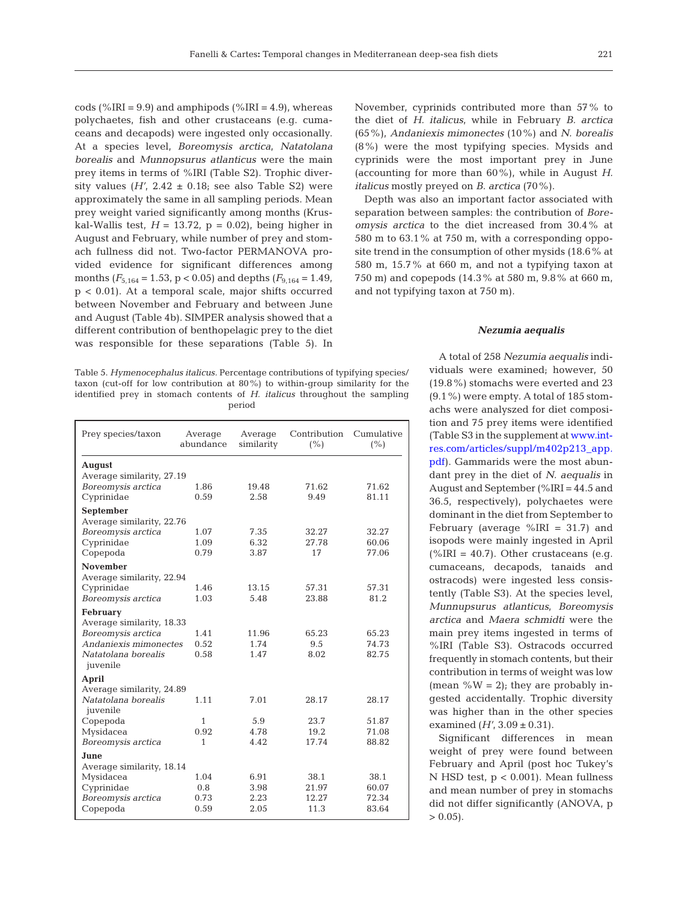cods (%IRI = 9.9) and amphipods (%IRI = 4.9), whereas polychaetes, fish and other crustaceans (e.g. cumaceans and decapods) were ingested only occasionally. At a species level, *Boreomysis arctica*, *Natatolana borealis* and *Munnopsurus atlanticus* were the main prey items in terms of %IRI (Table S2). Trophic diversity values ($H'$, 2.42 ± 0.18; see also Table S2) were approximately the same in all sampling periods. Mean prey weight varied significantly among months (Kruskal-Wallis test, $H = 13.72$, $p = 0.02$), being higher in August and February, while number of prey and stomach fullness did not. Two-factor PERMANOVA provided evidence for significant differences among months ($F_{5,164} = 1.53$, $p < 0.05$) and depths ($F_{9,164} = 1.49$, $p < 0.01$). At a temporal scale, major shifts occurred between November and February and between June and August (Table 4b). SIMPER analysis showed that a different contribution of benthopelagic prey to the diet was responsible for these separations (Table 5). In November, cyprinids contributed more than 57% to the diet of *H. italicus*, while in February *B. arctica* (65%), *Andaniexis mimonectes* (10%) and *N. borealis* (8%) were the most typifying species. Mysids and cyprinids were the most important prey in June (accounting for more than 60%), while in August *H. italicus* mostly preyed on *B. arctica* (70%).

Depth was also an important factor associated with separation between samples: the contribution of *Boreomysis arctica* to the diet increased from 30.4% at 580 m to 63.1% at 750 m, with a corresponding opposite trend in the consumption of other mysids (18.6% at 580 m, 15.7% at 660 m, and not a typifying taxon at 750 m) and copepods (14.3% at 580 m, 9.8% at 660 m, and not typifying taxon at 750 m).

Table 5. *Hymenocephalus italicus.* Percentage contributions of typifying species/taxon (cut-off for low contribution at 80%) to within-group similarity for the identified prey in stomach contents of *H. italicus* throughout the sampling period

| Prey species/taxon | Average abundance | Average similarity | Contribution (%) | Cumulative (%) |
|---|---|---|---|---|
| **August** | | | | |
| Average similarity, 27.19 | | | | |
| *Boreomysis arctica* | 1.86 | 19.48 | 71.62 | 71.62 |
| Cyprinidae | 0.59 | 2.58 | 9.49 | 81.11 |
| **September** | | | | |
| Average similarity, 22.76 | | | | |
| *Boreomysis arctica* | 1.07 | 7.35 | 32.27 | 32.27 |
| Cyprinidae | 1.09 | 6.32 | 27.78 | 60.06 |
| Copepoda | 0.79 | 3.87 | 17 | 77.06 |
| **November** | | | | |
| Average similarity, 22.94 | | | | |
| Cyprinidae | 1.46 | 13.15 | 57.31 | 57.31 |
| *Boreomysis arctica* | 1.03 | 5.48 | 23.88 | 81.2 |
| **February** | | | | |
| Average similarity, 18.33 | | | | |
| *Boreomysis arctica* | 1.41 | 11.96 | 65.23 | 65.23 |
| *Andaniexis mimonectes* | 0.52 | 1.74 | 9.5 | 74.73 |
| *Natatolana borealis* juvenile | 0.58 | 1.47 | 8.02 | 82.75 |
| **April** | | | | |
| Average similarity, 24.89 | | | | |
| *Natatolana borealis* juvenile | 1.11 | 7.01 | 28.17 | 28.17 |
| Copepoda | 1 | 5.9 | 23.7 | 51.87 |
| Mysidacea | 0.92 | 4.78 | 19.2 | 71.08 |
| *Boreomysis arctica* | 1 | 4.42 | 17.74 | 88.82 |
| **June** | | | | |
| Average similarity, 18.14 | | | | |
| Mysidacea | 1.04 | 6.91 | 38.1 | 38.1 |
| Cyprinidae | 0.8 | 3.98 | 21.97 | 60.07 |
| *Boreomysis arctica* | 0.73 | 2.23 | 12.27 | 72.34 |
| Copepoda | 0.59 | 2.05 | 11.3 | 83.64 |

### *Nezumia aequalis*

A total of 258 *Nezumia aequalis* individuals were examined; however, 50 (19.8%) stomachs were everted and 23 (9.1%) were empty. A total of 185 stomachs were analyzed for diet composition and 75 prey items were identified (Table S3 in the supplement at www.int-res.com/articles/suppl/m402p213_app.pdf). Gammarids were the most abundant prey in the diet of *N. aequalis* in August and September (%IRI = 44.5 and 36.5, respectively), polychaetes were dominant in the diet from September to February (average %IRI = 31.7) and isopods were mainly ingested in April (%IRI = 40.7). Other crustaceans (e.g. cumaceans, decapods, tanaids and ostracods) were ingested less consistently (Table S3). At the species level, *Munnupsurus atlanticus*, *Boreomysis arctica* and *Maera schmidti* were the main prey items ingested in terms of %IRI (Table S3). Ostracods occurred frequently in stomach contents, but their contribution in terms of weight was low (mean %W = 2); they are probably ingested accidentally. Trophic diversity was higher than in the other species examined ($H'$, 3.09 ± 0.31).

Significant differences in mean weight of prey were found between February and April (post hoc Tukey's N HSD test, $p < 0.001$). Mean fullness and mean number of prey in stomachs did not differ significantly (ANOVA, $p > 0.05$).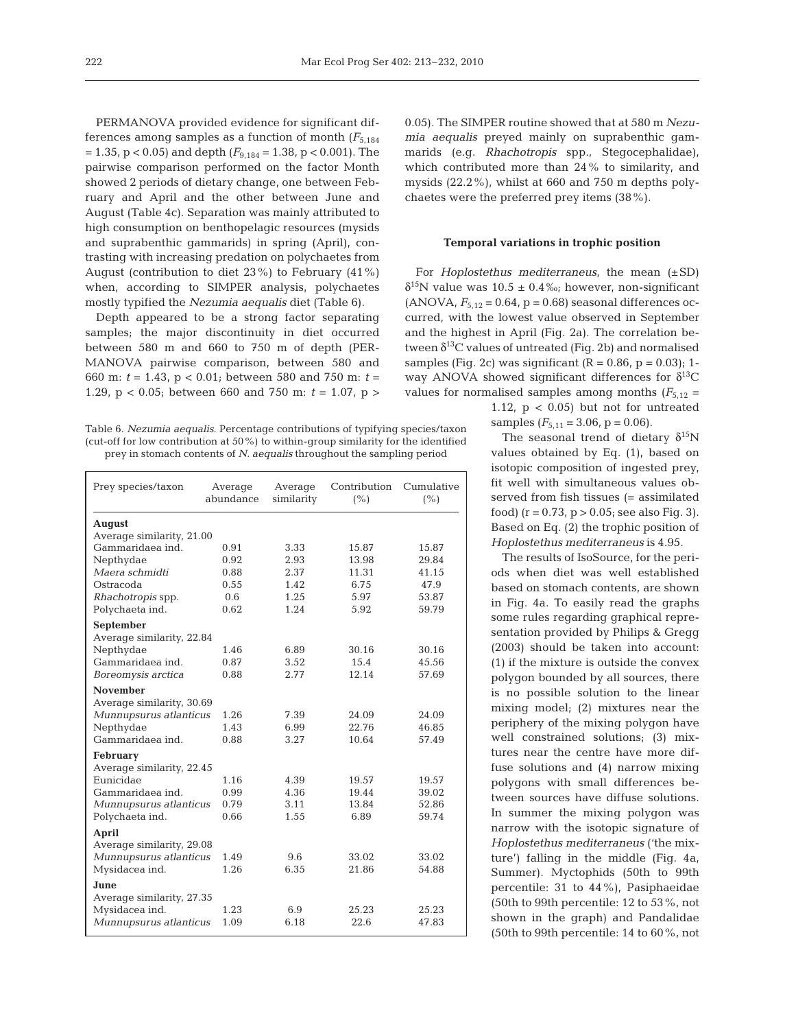PERMANOVA provided evidence for significant differences among samples as a function of month ($F_{5,184}$ = 1.35, $p < 0.05$) and depth ($F_{9,184}$ = 1.38, $p < 0.001$). The pairwise comparison performed on the factor Month showed 2 periods of dietary change, one between February and April and the other between June and August (Table 4c). Separation was mainly attributed to high consumption on benthopelagic resources (mysids and suprabenthic gammarids) in spring (April), contrasting with increasing predation on polychaetes from August (contribution to diet 23%) to February (41%) when, according to SIMPER analysis, polychaetes mostly typified the *Nezumia aequalis* diet (Table 6).

Depth appeared to be a strong factor separating samples; the major discontinuity in diet occurred between 580 m and 660 to 750 m of depth (PERMANOVA pairwise comparison, between 580 and 660 m: $t$ = 1.43, $p < 0.01$; between 580 and 750 m: $t$ = 1.29, $p < 0.05$; between 660 and 750 m: $t$ = 1.07, $p > 0.05$). The SIMPER routine showed that at 580 m *Nezumia aequalis* preyed mainly on suprabenthic gammarids (e.g. *Rhachotropis* spp., Stegocephalidae), which contributed more than 24% to similarity, and mysids (22.2%), whilst at 660 and 750 m depths polychaetes were the preferred prey items (38%).

Table 6. *Nezumia aequalis*. Percentage contributions of typifying species/taxon (cut-off for low contribution at 50%) to within-group similarity for the identified prey in stomach contents of *N. aequalis* throughout the sampling period

| Prey species/taxon | Average abundance | Average similarity | Contribution (%) | Cumulative (%) |
|---|---|---|---|---|
| **August** | | | | |
| Average similarity, 21.00 | | | | |
| Gammaridaea ind. | 0.91 | 3.33 | 15.87 | 15.87 |
| Nepthydae | 0.92 | 2.93 | 13.98 | 29.84 |
| *Maera schmidti* | 0.88 | 2.37 | 11.31 | 41.15 |
| Ostracoda | 0.55 | 1.42 | 6.75 | 47.9 |
| *Rhachotropis* spp. | 0.6 | 1.25 | 5.97 | 53.87 |
| Polychaeta ind. | 0.62 | 1.24 | 5.92 | 59.79 |
| **September** | | | | |
| Average similarity, 22.84 | | | | |
| Nepthydae | 1.46 | 6.89 | 30.16 | 30.16 |
| Gammaridaea ind. | 0.87 | 3.52 | 15.4 | 45.56 |
| *Boreomysis arctica* | 0.88 | 2.77 | 12.14 | 57.69 |
| **November** | | | | |
| Average similarity, 30.69 | | | | |
| *Munnupsurus atlanticus* | 1.26 | 7.39 | 24.09 | 24.09 |
| Nepthydae | 1.43 | 6.99 | 22.76 | 46.85 |
| Gammaridaea ind. | 0.88 | 3.27 | 10.64 | 57.49 |
| **February** | | | | |
| Average similarity, 22.45 | | | | |
| Eunicidae | 1.16 | 4.39 | 19.57 | 19.57 |
| Gammaridaea ind. | 0.99 | 4.36 | 19.44 | 39.02 |
| *Munnupsurus atlanticus* | 0.79 | 3.11 | 13.84 | 52.86 |
| Polychaeta ind. | 0.66 | 1.55 | 6.89 | 59.74 |
| **April** | | | | |
| Average similarity, 29.08 | | | | |
| *Munnupsurus atlanticus* | 1.49 | 9.6 | 33.02 | 33.02 |
| Mysidacea ind. | 1.26 | 6.35 | 21.86 | 54.88 |
| **June** | | | | |
| Average similarity, 27.35 | | | | |
| Mysidacea ind. | 1.23 | 6.9 | 25.23 | 25.23 |
| *Munnupsurus atlanticus* | 1.09 | 6.18 | 22.6 | 47.83 |

### Temporal variations in trophic position

For *Hoplostethus mediterraneus*, the mean (±SD) $\delta^{15}N$ value was 10.5 ± 0.4‰; however, non-significant (ANOVA, $F_{5,12}$ = 0.64, $p$ = 0.68) seasonal differences occurred, with the lowest value observed in September and the highest in April (Fig. 2a). The correlation between $\delta^{13}C$ values of untreated (Fig. 2b) and normalised samples (Fig. 2c) was significant ($R$ = 0.86, $p$ = 0.03); 1-way ANOVA showed significant differences for $\delta^{13}C$ values for normalised samples among months ($F_{5,12}$ = 1.12, $p < 0.05$) but not for untreated samples ($F_{5,11}$ = 3.06, $p$ = 0.06).

The seasonal trend of dietary $\delta^{15}N$ values obtained by Eq. (1), based on isotopic composition of ingested prey, fit well with simultaneous values observed from fish tissues (= assimilated food) ($r$ = 0.73, $p > 0.05$; see also Fig. 3). Based on Eq. (2) the trophic position of *Hoplostethus mediterraneus* is 4.95.

The results of IsoSource, for the periods when diet was well established based on stomach contents, are shown in Fig. 4a. To easily read the graphs some rules regarding graphical representation provided by Philips & Gregg (2003) should be taken into account: (1) if the mixture is outside the convex polygon bounded by all sources, there is no possible solution to the linear mixing model; (2) mixtures near the periphery of the mixing polygon have well constrained solutions; (3) mixtures near the centre have more diffuse solutions and (4) narrow mixing polygons with small differences between sources have diffuse solutions. In summer the mixing polygon was narrow with the isotopic signature of *Hoplostethus mediterraneus* ('the mixture') falling in the middle (Fig. 4a, Summer). Myctophids (50th to 99th percentile: 31 to 44%), Pasiphaeidae (50th to 99th percentile: 12 to 53%, not shown in the graph) and Pandalidae (50th to 99th percentile: 14 to 60%, not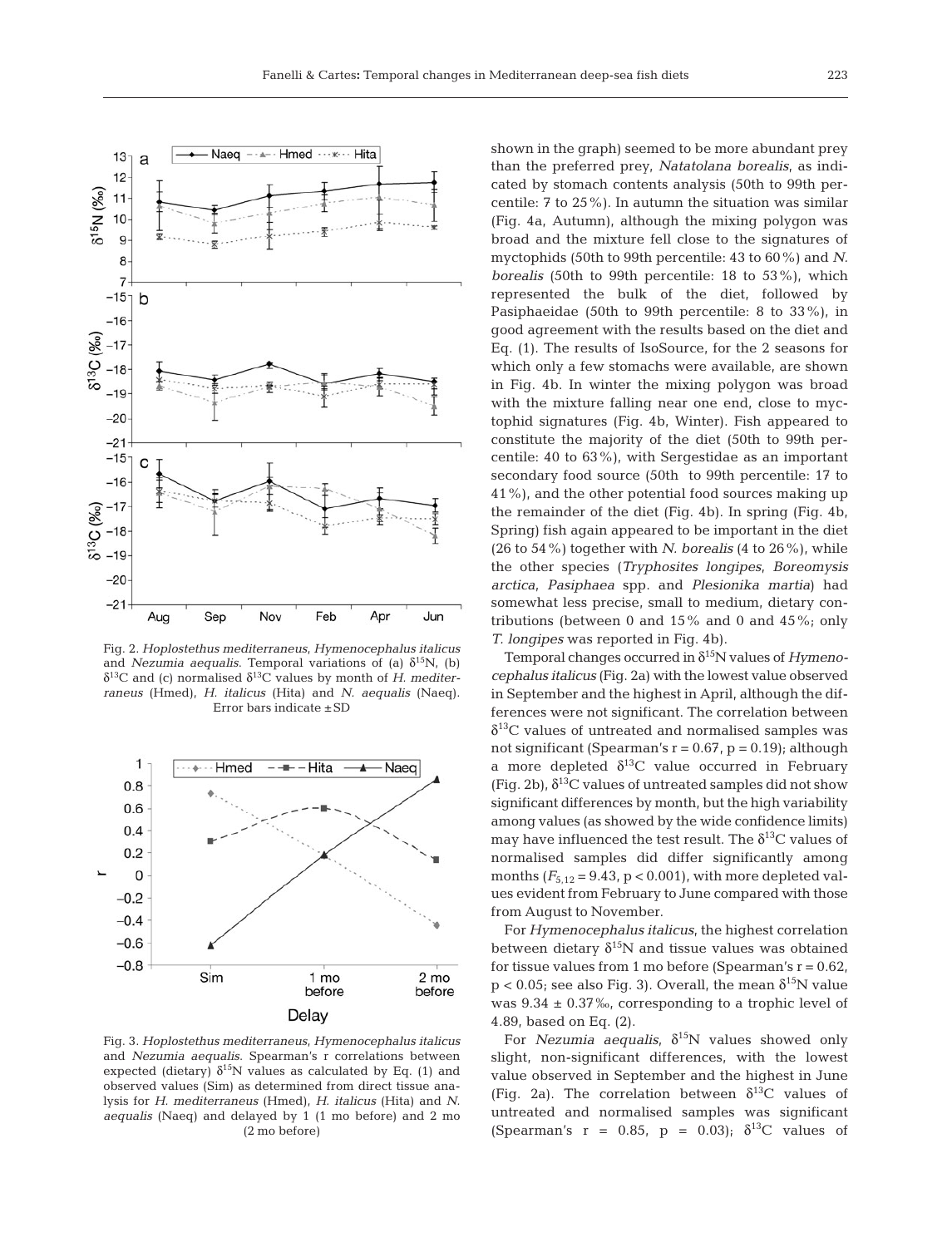Fig. 2. *Hoplostethus mediterraneus*, *Hymenocephalus italicus* and *Nezumia aequalis*. Temporal variations of (a) $\delta^{15}N$, (b) $\delta^{13}C$ and (c) normalised $\delta^{13}C$ values by month of *H. mediterraneus* (Hmed), *H. italicus* (Hita) and *N. aequalis* (Naeq). Error bars indicate ±SD

Fig. 3. *Hoplostethus mediterraneus*, *Hymenocephalus italicus* and *Nezumia aequalis*. Spearman's r correlations between expected (dietary) $\delta^{15}N$ values as calculated by Eq. (1) and observed values (Sim) as determined from direct tissue analysis for *H. mediterraneus* (Hmed), *H. italicus* (Hita) and *N. aequalis* (Naeq) and delayed by 1 (1 mo before) and 2 mo (2 mo before)

shown in the graph) seemed to be more abundant prey than the preferred prey, *Natatolana borealis*, as indicated by stomach contents analysis (50th to 99th percentile: 7 to 25%). In autumn the situation was similar (Fig. 4a, Autumn), although the mixing polygon was broad and the mixture fell close to the signatures of myctophids (50th to 99th percentile: 43 to 60%) and *N. borealis* (50th to 99th percentile: 18 to 53%), which represented the bulk of the diet, followed by Pasiphaeidae (50th to 99th percentile: 8 to 33%), in good agreement with the results based on the diet and Eq. (1). The results of IsoSource, for the 2 seasons for which only a few stomachs were available, are shown in Fig. 4b. In winter the mixing polygon was broad with the mixture falling near one end, close to myctophid signatures (Fig. 4b, Winter). Fish appeared to constitute the majority of the diet (50th to 99th percentile: 40 to 63%), with Sergestidae as an important secondary food source (50th to 99th percentile: 17 to 41%), and the other potential food sources making up the remainder of the diet (Fig. 4b). In spring (Fig. 4b, Spring) fish again appeared to be important in the diet (26 to 54%) together with *N. borealis* (4 to 26%), while the other species (*Tryphosites longipes*, *Boreomysis arctica*, *Pasiphaea* spp. and *Plesionika martia*) had somewhat less precise, small to medium, dietary contributions (between 0 and 15% and 0 and 45%; only *T. longipes* was reported in Fig. 4b).

Temporal changes occurred in $\delta^{15}N$ values of *Hymenocephalus italicus* (Fig. 2a) with the lowest value observed in September and the highest in April, although the differences were not significant. The correlation between $\delta^{13}C$ values of untreated and normalised samples was not significant (Spearman's $r = 0.67$, $p = 0.19$); although a more depleted $\delta^{13}C$ value occurred in February (Fig. 2b), $\delta^{13}C$ values of untreated samples did not show significant differences by month, but the high variability among values (as showed by the wide confidence limits) may have influenced the test result. The $\delta^{13}C$ values of normalised samples did differ significantly among months ($F_{5,12} = 9.43$, $p < 0.001$), with more depleted values evident from February to June compared with those from August to November.

For *Hymenocephalus italicus*, the highest correlation between dietary $\delta^{15}N$ and tissue values was obtained for tissue values from 1 mo before (Spearman's $r = 0.62$, $p < 0.05$; see also Fig. 3). Overall, the mean $\delta^{15}N$ value was 9.34 ± 0.37‰, corresponding to a trophic level of 4.89, based on Eq. (2).

For *Nezumia aequalis*, $\delta^{15}N$ values showed only slight, non-significant differences, with the lowest value observed in September and the highest in June (Fig. 2a). The correlation between $\delta^{13}C$ values of untreated and normalised samples was significant (Spearman's $r = 0.85$, $p = 0.03$); $\delta^{13}C$ values of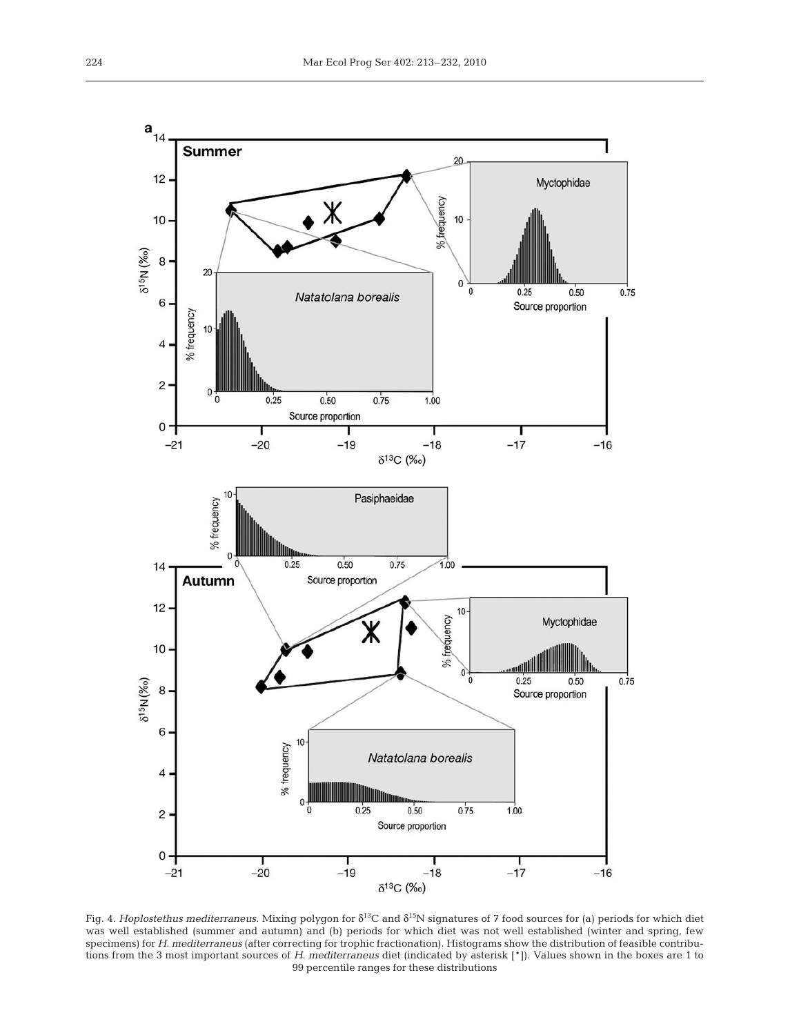Fig. 4. *Hoplostethus mediterraneus*. Mixing polygon for $\delta^{13}C$ and $\delta^{15}N$ signatures of 7 food sources for (a) periods for which diet was well established (summer and autumn) and (b) periods for which diet was not well established (winter and spring, few specimens) for *H. mediterraneus* (after correcting for trophic fractionation). Histograms show the distribution of feasible contributions from the 3 most important sources of *H. mediterraneus* diet (indicated by asterisk [*]). Values shown in the boxes are 1 to 99 percentile ranges for these distributions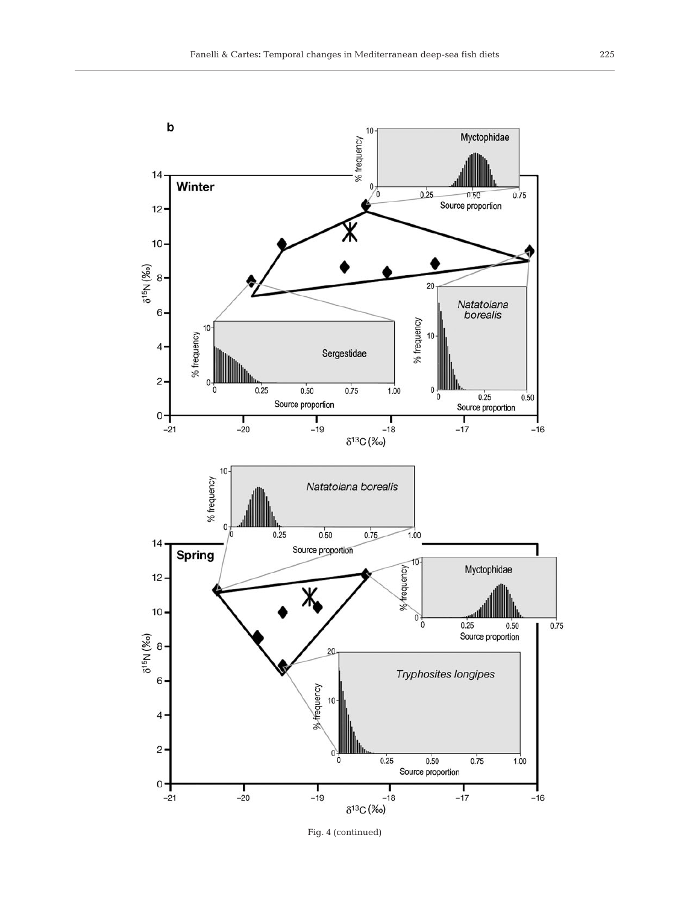Fig. 4 (continued)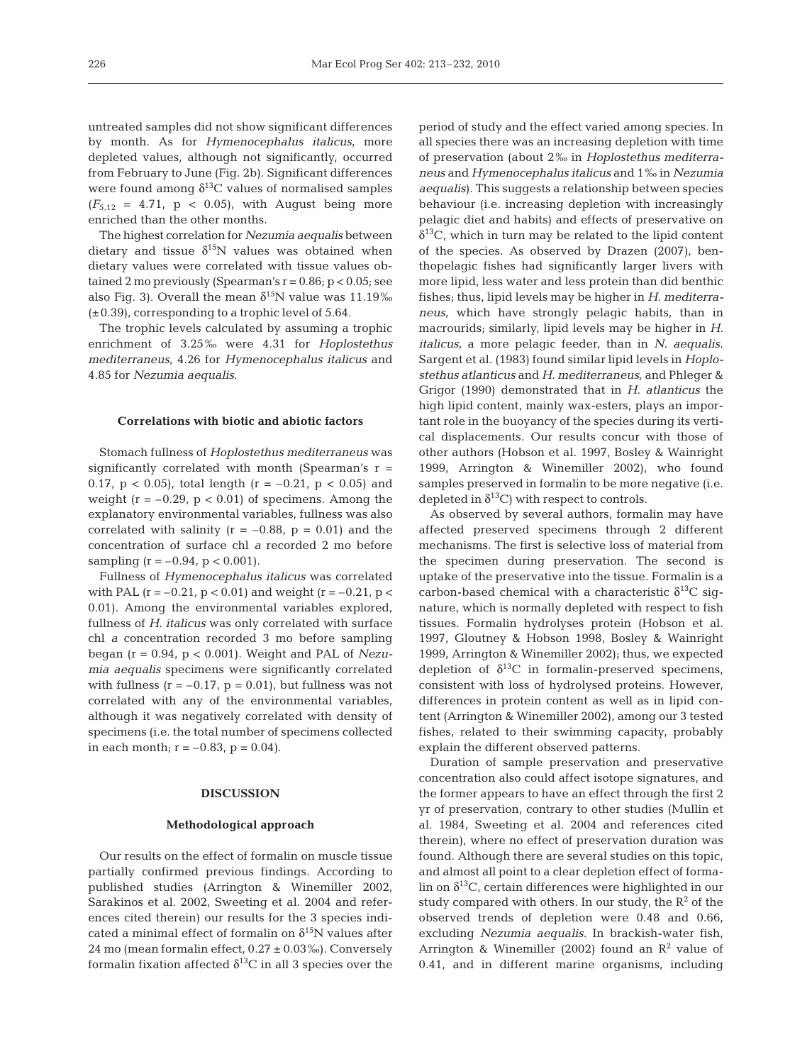untreated samples did not show significant differences by month. As for *Hymenocephalus italicus*, more depleted values, although not significantly, occurred from February to June (Fig. 2b). Significant differences were found among $\delta^{13}C$ values of normalised samples ($F_{5,12}$ = 4.71, $p < 0.05$), with August being more enriched than the other months.

The highest correlation for *Nezumia aequalis* between dietary and tissue $\delta^{15}N$ values was obtained when dietary values were correlated with tissue values obtained 2 mo previously (Spearman's $r = 0.86$; $p < 0.05$; see also Fig. 3). Overall the mean $\delta^{15}N$ value was 11.19‰ (±0.39), corresponding to a trophic level of 5.64.

The trophic levels calculated by assuming a trophic enrichment of 3.25‰ were 4.31 for *Hoplostethus mediterraneus*, 4.26 for *Hymenocephalus italicus* and 4.85 for *Nezumia aequalis*.

### Correlations with biotic and abiotic factors

Stomach fullness of *Hoplostethus mediterraneus* was significantly correlated with month (Spearman's $r$ = 0.17, $p < 0.05$), total length ($r = -0.21$, $p < 0.05$) and weight ($r = -0.29$, $p < 0.01$) of specimens. Among the explanatory environmental variables, fullness was also correlated with salinity ($r = -0.88$, $p = 0.01$) and the concentration of surface chl *a* recorded 2 mo before sampling ($r = -0.94$, $p < 0.001$).

Fullness of *Hymenocephalus italicus* was correlated with PAL ($r = -0.21$, $p < 0.01$) and weight ($r = -0.21$, $p < 0.01$). Among the environmental variables explored, fullness of *H. italicus* was only correlated with surface chl *a* concentration recorded 3 mo before sampling began ($r = 0.94$, $p < 0.001$). Weight and PAL of *Nezumia aequalis* specimens were significantly correlated with fullness ($r = -0.17$, $p = 0.01$), but fullness was not correlated with any of the environmental variables, although it was negatively correlated with density of specimens (i.e. the total number of specimens collected in each month; $r = -0.83$, $p = 0.04$).

## DISCUSSION

### Methodological approach

Our results on the effect of formalin on muscle tissue partially confirmed previous findings. According to published studies (Arrington & Winemiller 2002, Sarakinos et al. 2002, Sweeting et al. 2004 and references cited therein) our results for the 3 species indicated a minimal effect of formalin on $\delta^{15}N$ values after 24 mo (mean formalin effect, 0.27 ± 0.03‰). Conversely formalin fixation affected $\delta^{13}C$ in all 3 species over the period of study and the effect varied among species. In all species there was an increasing depletion with time of preservation (about 2‰ in *Hoplostethus mediterraneus* and *Hymenocephalus italicus* and 1‰ in *Nezumia aequalis*). This suggests a relationship between species behaviour (i.e. increasing depletion with increasingly pelagic diet and habits) and effects of preservative on $\delta^{13}C$, which in turn may be related to the lipid content of the species. As observed by Drazen (2007), benthopelagic fishes had significantly larger livers with more lipid, less water and less protein than did benthic fishes; thus, lipid levels may be higher in *H. mediterraneus*, which have strongly pelagic habits, than in macrourids; similarly, lipid levels may be higher in *H. italicus*, a more pelagic feeder, than in *N. aequalis*. Sargent et al. (1983) found similar lipid levels in *Hoplostethus atlanticus* and *H. mediterraneus*, and Phleger & Grigor (1990) demonstrated that in *H. atlanticus* the high lipid content, mainly wax-esters, plays an important role in the buoyancy of the species during its vertical displacements. Our results concur with those of other authors (Hobson et al. 1997, Bosley & Wainright 1999, Arrington & Winemiller 2002), who found samples preserved in formalin to be more negative (i.e. depleted in $\delta^{13}C$) with respect to controls.

As observed by several authors, formalin may have affected preserved specimens through 2 different mechanisms. The first is selective loss of material from the specimen during preservation. The second is uptake of the preservative into the tissue. Formalin is a carbon-based chemical with a characteristic $\delta^{13}C$ signature, which is normally depleted with respect to fish tissues. Formalin hydrolyses protein (Hobson et al. 1997, Gloutney & Hobson 1998, Bosley & Wainright 1999, Arrington & Winemiller 2002); thus, we expected depletion of $\delta^{13}C$ in formalin-preserved specimens, consistent with loss of hydrolysed proteins. However, differences in protein content as well as in lipid content (Arrington & Winemiller 2002), among our 3 tested fishes, related to their swimming capacity, probably explain the different observed patterns.

Duration of sample preservation and preservative concentration also could affect isotope signatures, and the former appears to have an effect through the first 2 yr of preservation, contrary to other studies (Mullin et al. 1984, Sweeting et al. 2004 and references cited therein), where no effect of preservation duration was found. Although there are several studies on this topic, and almost all point to a clear depletion effect of formalin on $\delta^{13}C$, certain differences were highlighted in our study compared with others. In our study, the $R^2$ of the observed trends of depletion were 0.48 and 0.66, excluding *Nezumia aequalis*. In brackish-water fish, Arrington & Winemiller (2002) found an $R^2$ value of 0.41, and in different marine organisms, including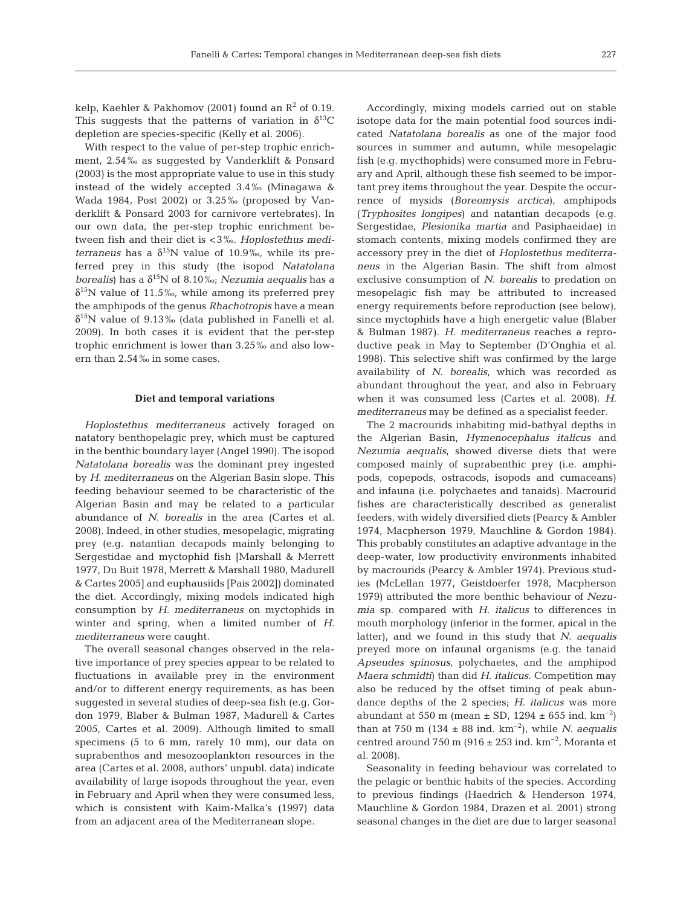kelp, Kaehler & Pakhomov (2001) found an $R^2$ of 0.19. This suggests that the patterns of variation in $\delta^{13}C$ depletion are species-specific (Kelly et al. 2006).

With respect to the value of per-step trophic enrichment, 2.54‰ as suggested by Vanderklift & Ponsard (2003) is the most appropriate value to use in this study instead of the widely accepted 3.4‰ (Minagawa & Wada 1984, Post 2002) or 3.25‰ (proposed by Vanderklift & Ponsard 2003 for carnivore vertebrates). In our own data, the per-step trophic enrichment between fish and their diet is <3‰. *Hoplostethus mediterraneus* has a $\delta^{15}N$ value of 10.9‰, while its preferred prey in this study (the isopod *Natatolana borealis*) has a $\delta^{15}N$ of 8.10‰; *Nezumia aequalis* has a $\delta^{15}N$ value of 11.5‰, while among its preferred prey the amphipods of the genus *Rhachotropis* have a mean $\delta^{15}N$ value of 9.13‰ (data published in Fanelli et al. 2009). In both cases it is evident that the per-step trophic enrichment is lower than 3.25‰ and also lowern than 2.54‰ in some cases.

### Diet and temporal variations

*Hoplostethus mediterraneus* actively foraged on natatory benthopelagic prey, which must be captured in the benthic boundary layer (Angel 1990). The isopod *Natatolana borealis* was the dominant prey ingested by *H. mediterraneus* on the Algerian Basin slope. This feeding behaviour seemed to be characteristic of the Algerian Basin and may be related to a particular abundance of *N. borealis* in the area (Cartes et al. 2008). Indeed, in other studies, mesopelagic, migrating prey (e.g. natantian decapods mainly belonging to Sergestidae and myctophid fish [Marshall & Merrett 1977, Du Buit 1978, Merrett & Marshall 1980, Madurell & Cartes 2005] and euphausiids [Pais 2002]) dominated the diet. Accordingly, mixing models indicated high consumption by *H. mediterraneus* on myctophids in winter and spring, when a limited number of *H. mediterraneus* were caught.

The overall seasonal changes observed in the relative importance of prey species appear to be related to fluctuations in available prey in the environment and/or to different energy requirements, as has been suggested in several studies of deep-sea fish (e.g. Gordon 1979, Blaber & Bulman 1987, Madurell & Cartes 2005, Cartes et al. 2009). Although limited to small specimens (5 to 6 mm, rarely 10 mm), our data on suprabenthos and mesozooplankton resources in the area (Cartes et al. 2008, authors' unpubl. data) indicate availability of large isopods throughout the year, even in February and April when they were consumed less, which is consistent with Kaim-Malka's (1997) data from an adjacent area of the Mediterranean slope.

Accordingly, mixing models carried out on stable isotope data for the main potential food sources indicated *Natatolana borealis* as one of the major food sources in summer and autumn, while mesopelagic fish (e.g. mycthophids) were consumed more in February and April, although these fish seemed to be important prey items throughout the year. Despite the occurrence of mysids (*Boreomysis arctica*), amphipods (*Tryphosites longipes*) and natantian decapods (e.g. Sergestidae, *Plesionika martia* and Pasiphaeidae) in stomach contents, mixing models confirmed they are accessory prey in the diet of *Hoplostethus mediterraneus* in the Algerian Basin. The shift from almost exclusive consumption of *N. borealis* to predation on mesopelagic fish may be attributed to increased energy requirements before reproduction (see below), since myctophids have a high energetic value (Blaber & Bulman 1987). *H. mediterraneus* reaches a reproductive peak in May to September (D'Onghia et al. 1998). This selective shift was confirmed by the large availability of *N. borealis*, which was recorded as abundant throughout the year, and also in February when it was consumed less (Cartes et al. 2008). *H. mediterraneus* may be defined as a specialist feeder.

The 2 macrourids inhabiting mid-bathyal depths in the Algerian Basin, *Hymenocephalus italicus* and *Nezumia aequalis*, showed diverse diets that were composed mainly of suprabenthic prey (i.e. amphipods, copepods, ostracods, isopods and cumaceans) and infauna (i.e. polychaetes and tanaids). Macrourid fishes are characteristically described as generalist feeders, with widely diversified diets (Pearcy & Ambler 1974, Macpherson 1979, Mauchline & Gordon 1984). This probably constitutes an adaptive advantage in the deep-water, low productivity environments inhabited by macrourids (Pearcy & Ambler 1974). Previous studies (McLellan 1977, Geistdoerfer 1978, Macpherson 1979) attributed the more benthic behaviour of *Nezumia* sp. compared with *H. italicus* to differences in mouth morphology (inferior in the former, apical in the latter), and we found in this study that *N. aequalis* preyed more on infaunal organisms (e.g. the tanaid *Apseudes spinosus*, polychaetes, and the amphipod *Maera schmidti*) than did *H. italicus*. Competition may also be reduced by the offset timing of peak abundance depths of the 2 species; *H. italicus* was more abundant at 550 m (mean ± SD, 1294 ± 655 ind. $km^{-2}$) than at 750 m (134 ± 88 ind. $km^{-2}$), while *N. aequalis* centred around 750 m (916 ± 253 ind. $km^{-2}$, Moranta et al. 2008).

Seasonality in feeding behaviour was correlated to the pelagic or benthic habits of the species. According to previous findings (Haedrich & Henderson 1974, Mauchline & Gordon 1984, Drazen et al. 2001) strong seasonal changes in the diet are due to larger seasonal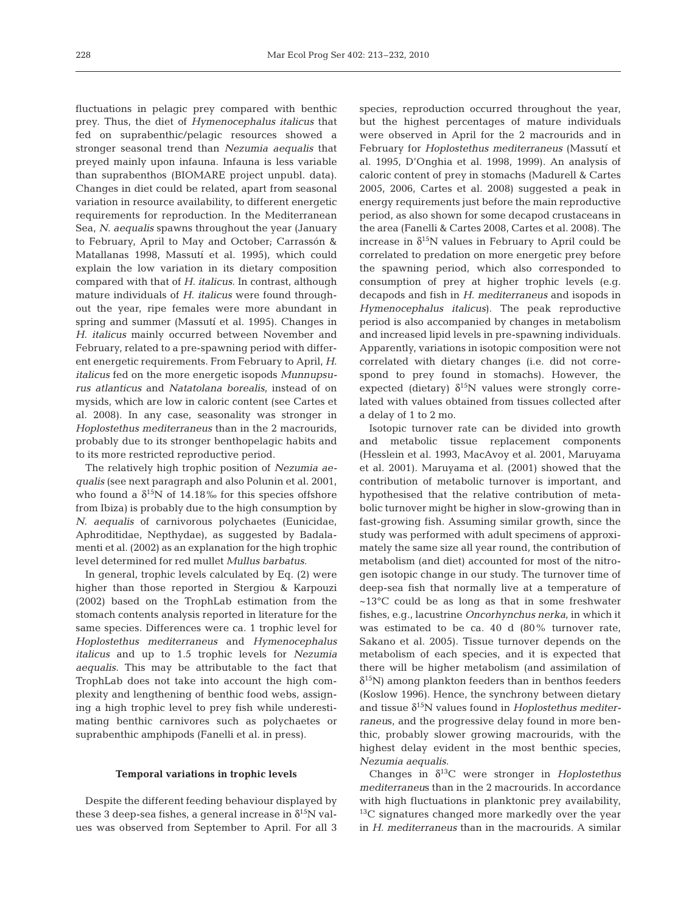fluctuations in pelagic prey compared with benthic prey. Thus, the diet of *Hymenocephalus italicus* that fed on suprabenthic/pelagic resources showed a stronger seasonal trend than *Nezumia aequalis* that preyed mainly upon infauna. Infauna is less variable than suprabenthos (BIOMARE project unpubl. data). Changes in diet could be related, apart from seasonal variation in resource availability, to different energetic requirements for reproduction. In the Mediterranean Sea, *N. aequalis* spawns throughout the year (January to February, April to May and October; Carrassón & Matallanas 1998, Massutí et al. 1995), which could explain the low variation in its dietary composition compared with that of *H. italicus*. In contrast, although mature individuals of *H. italicus* were found throughout the year, ripe females were more abundant in spring and summer (Massutí et al. 1995). Changes in *H. italicus* mainly occurred between November and February, related to a pre-spawning period with different energetic requirements. From February to April, *H. italicus* fed on the more energetic isopods *Munnupsurus atlanticus* and *Natatolana borealis*, instead of on mysids, which are low in caloric content (see Cartes et al. 2008). In any case, seasonality was stronger in *Hoplostethus mediterraneus* than in the 2 macrourids, probably due to its stronger benthopelagic habits and to its more restricted reproductive period.

The relatively high trophic position of *Nezumia aequalis* (see next paragraph and also Polunin et al. 2001, who found a $\delta^{15}N$ of 14.18‰ for this species offshore from Ibiza) is probably due to the high consumption by *N. aequalis* of carnivorous polychaetes (Eunicidae, Aphroditidae, Nepthydae), as suggested by Badalamenti et al. (2002) as an explanation for the high trophic level determined for red mullet *Mullus barbatus*.

In general, trophic levels calculated by Eq. (2) were higher than those reported in Stergiou & Karpouzi (2002) based on the TrophLab estimation from the stomach contents analysis reported in literature for the same species. Differences were ca. 1 trophic level for *Hoplostethus mediterraneus* and *Hymenocephalus italicus* and up to 1.5 trophic levels for *Nezumia aequalis*. This may be attributable to the fact that TrophLab does not take into account the high complexity and lengthening of benthic food webs, assigning a high trophic level to prey fish while underestimating benthic carnivores such as polychaetes or suprabenthic amphipods (Fanelli et al. in press).

## Temporal variations in trophic levels

Despite the different feeding behaviour displayed by these 3 deep-sea fishes, a general increase in $\delta^{15}N$ values was observed from September to April. For all 3 species, reproduction occurred throughout the year, but the highest percentages of mature individuals were observed in April for the 2 macrourids and in February for *Hoplostethus mediterraneus* (Massutí et al. 1995, D'Onghia et al. 1998, 1999). An analysis of caloric content of prey in stomachs (Madurell & Cartes 2005, 2006, Cartes et al. 2008) suggested a peak in energy requirements just before the main reproductive period, as also shown for some decapod crustaceans in the area (Fanelli & Cartes 2008, Cartes et al. 2008). The increase in $\delta^{15}N$ values in February to April could be correlated to predation on more energetic prey before the spawning period, which also corresponded to consumption of prey at higher trophic levels (e.g. decapods and fish in *H. mediterraneus* and isopods in *Hymenocephalus italicus*). The peak reproductive period is also accompanied by changes in metabolism and increased lipid levels in pre-spawning individuals. Apparently, variations in isotopic composition were not correlated with dietary changes (i.e. did not correspond to prey found in stomachs). However, the expected (dietary) $\delta^{15}N$ values were strongly correlated with values obtained from tissues collected after a delay of 1 to 2 mo.

Isotopic turnover rate can be divided into growth and metabolic tissue replacement components (Hesslein et al. 1993, MacAvoy et al. 2001, Maruyama et al. 2001). Maruyama et al. (2001) showed that the contribution of metabolic turnover is important, and hypothesised that the relative contribution of metabolic turnover might be higher in slow-growing than in fast-growing fish. Assuming similar growth, since the study was performed with adult specimens of approximately the same size all year round, the contribution of metabolism (and diet) accounted for most of the nitrogen isotopic change in our study. The turnover time of deep-sea fish that normally live at a temperature of ~13°C could be as long as that in some freshwater fishes, e.g., lacustrine *Oncorhynchus nerka*, in which it was estimated to be ca. 40 d (80% turnover rate, Sakano et al. 2005). Tissue turnover depends on the metabolism of each species, and it is expected that there will be higher metabolism (and assimilation of $\delta^{15}N$) among plankton feeders than in benthos feeders (Koslow 1996). Hence, the synchrony between dietary and tissue $\delta^{15}N$ values found in *Hoplostethus mediterraneus*, and the progressive delay found in more benthic, probably slower growing macrourids, with the highest delay evident in the most benthic species, *Nezumia aequalis*.

Changes in $\delta^{13}C$ were stronger in *Hoplostethus mediterraneus* than in the 2 macrourids. In accordance with high fluctuations in planktonic prey availability, $^{13}C$ signatures changed more markedly over the year in *H. mediterraneus* than in the macrourids. A similar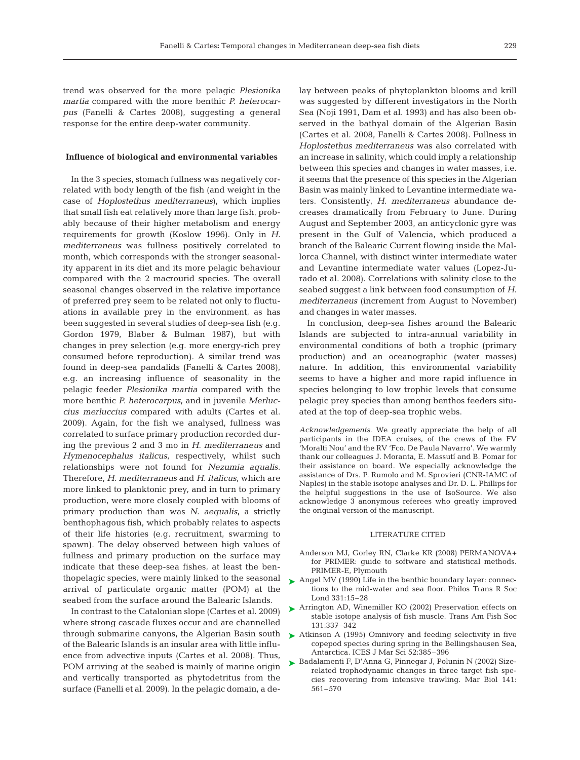trend was observed for the more pelagic *Plesionika martia* compared with the more benthic *P. heterocarpus* (Fanelli & Cartes 2008), suggesting a general response for the entire deep-water community.

### Influence of biological and environmental variables

In the 3 species, stomach fullness was negatively correlated with body length of the fish (and weight in the case of *Hoplostethus mediterraneus*), which implies that small fish eat relatively more than large fish, probably because of their higher metabolism and energy requirements for growth (Koslow 1996). Only in *H. mediterraneus* was fullness positively correlated to month, which corresponds with the stronger seasonality apparent in its diet and its more pelagic behaviour compared with the 2 macrourid species. The overall seasonal changes observed in the relative importance of preferred prey seem to be related not only to fluctuations in available prey in the environment, as has been suggested in several studies of deep-sea fish (e.g. Gordon 1979, Blaber & Bulman 1987), but with changes in prey selection (e.g. more energy-rich prey consumed before reproduction). A similar trend was found in deep-sea pandalids (Fanelli & Cartes 2008), e.g. an increasing influence of seasonality in the pelagic feeder *Plesionika martia* compared with the more benthic *P. heterocarpus*, and in juvenile *Merluccius merluccius* compared with adults (Cartes et al. 2009). Again, for the fish we analysed, fullness was correlated to surface primary production recorded during the previous 2 and 3 mo in *H. mediterraneus* and *Hymenocephalus italicus*, respectively, whilst such relationships were not found for *Nezumia aqualis*. Therefore, *H. mediterraneus* and *H. italicus*, which are more linked to planktonic prey, and in turn to primary production, were more closely coupled with blooms of primary production than was *N. aequalis*, a strictly benthophagous fish, which probably relates to aspects of their life histories (e.g. recruitment, swarming to spawn). The delay observed between high values of fullness and primary production on the surface may indicate that these deep-sea fishes, at least the benthopelagic species, were mainly linked to the seasonal arrival of particulate organic matter (POM) at the seabed from the surface around the Balearic Islands.

In contrast to the Catalonian slope (Cartes et al. 2009) where strong cascade fluxes occur and are channelled through submarine canyons, the Algerian Basin south of the Balearic Islands is an insular area with little influence from advective inputs (Cartes et al. 2008). Thus, POM arriving at the seabed is mainly of marine origin and vertically transported as phytodetritus from the surface (Fanelli et al. 2009). In the pelagic domain, a delay between peaks of phytoplankton blooms and krill was suggested by different investigators in the North Sea (Noji 1991, Dam et al. 1993) and has also been observed in the bathyal domain of the Algerian Basin (Cartes et al. 2008, Fanelli & Cartes 2008). Fullness in *Hoplostethus mediterraneus* was also correlated with an increase in salinity, which could imply a relationship between this species and changes in water masses, i.e. it seems that the presence of this species in the Algerian Basin was mainly linked to Levantine intermediate waters. Consistently, *H. mediterraneus* abundance decreases dramatically from February to June. During August and September 2003, an anticyclonic gyre was present in the Gulf of Valencia, which produced a branch of the Balearic Current flowing inside the Mallorca Channel, with distinct winter intermediate water and Levantine intermediate water values (Lopez-Jurado et al. 2008). Correlations with salinity close to the seabed suggest a link between food consumption of *H. mediterraneus* (increment from August to November) and changes in water masses.

In conclusion, deep-sea fishes around the Balearic Islands are subjected to intra-annual variability in environmental conditions of both a trophic (primary production) and an oceanographic (water masses) nature. In addition, this environmental variability seems to have a higher and more rapid influence in species belonging to low trophic levels that consume pelagic prey species than among benthos feeders situated at the top of deep-sea trophic webs.

*Acknowledgements*. We greatly appreciate the help of all participants in the IDEA cruises, of the crews of the FV 'Moralti Nou' and the RV 'Fco. De Paula Navarro'. We warmly thank our colleagues J. Moranta, E. Massutí and B. Pomar for their assistance on board. We especially acknowledge the assistance of Drs. P. Rumolo and M. Sprovieri (CNR-IAMC of Naples) in the stable isotope analyses and Dr. D. L. Phillips for the helpful suggestions in the use of IsoSource. We also acknowledge 3 anonymous referees who greatly improved the original version of the manuscript.

## LITERATURE CITED

- Anderson MJ, Gorley RN, Clarke KR (2008) PERMANOVA+ for PRIMER: guide to software and statistical methods. PRIMER-E, Plymouth
- Angel MV (1990) Life in the benthic boundary layer: connections to the mid-water and sea floor. Philos Trans R Soc Lond 331:15–28
- Arrington AD, Winemiller KO (2002) Preservation effects on stable isotope analysis of fish muscle. Trans Am Fish Soc 131:337–342
- Atkinson A (1995) Omnivory and feeding selectivity in five copepod species during spring in the Bellingshausen Sea, Antarctica. ICES J Mar Sci 52:385–396
- Badalamenti F, D'Anna G, Pinnegar J, Polunin N (2002) Size-related trophodynamic changes in three target fish species recovering from intensive trawling. Mar Biol 141: 561–570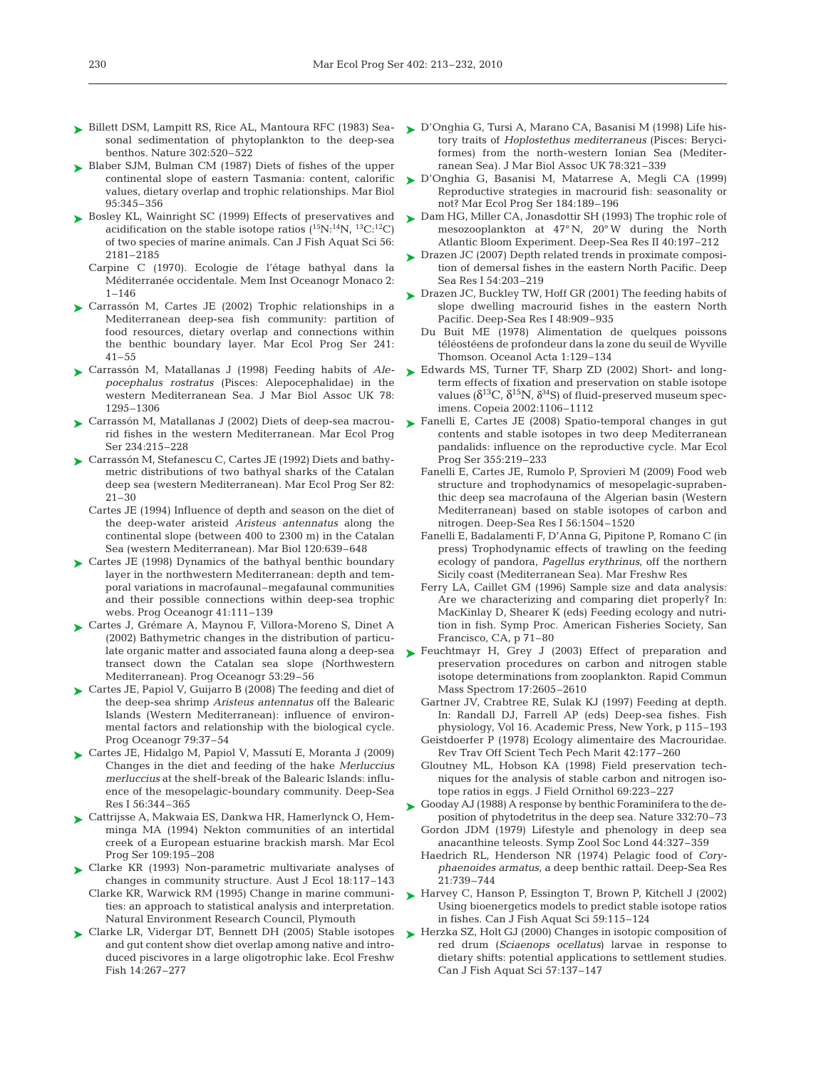Billett DSM, Lampitt RS, Rice AL, Mantoura RFC (1983) Seasonal sedimentation of phytoplankton to the deep-sea benthos. Nature 302:520–522

Blaber SJM, Bulman CM (1987) Diets of fishes of the upper continental slope of eastern Tasmania: content, calorific values, dietary overlap and trophic relationships. Mar Biol 95:345–356

Bosley KL, Wainright SC (1999) Effects of preservatives and acidification on the stable isotope ratios ($^{15}N$:$^{14}N$, $^{13}C$:$^{12}C$) of two species of marine animals. Can J Fish Aquat Sci 56: 2181–2185

Carpine C (1970). Ecologie de l'étage bathyal dans la Méditerranée occidentale. Mem Inst Oceanogr Monaco 2: 1–146

Carrassón M, Cartes JE (2002) Trophic relationships in a Mediterranean deep-sea fish community: partition of food resources, dietary overlap and connections within the benthic boundary layer. Mar Ecol Prog Ser 241: 41–55

Carrassón M, Matallanas J (1998) Feeding habits of *Alepocephalus rostratus* (Pisces: Alepocephalidae) in the western Mediterranean Sea. J Mar Biol Assoc UK 78: 1295–1306

Carrassón M, Matallanas J (2002) Diets of deep-sea macrourid fishes in the western Mediterranean. Mar Ecol Prog Ser 234:215–228

Carrassón M, Stefanescu C, Cartes JE (1992) Diets and bathymetric distributions of two bathyal sharks of the Catalan deep sea (western Mediterranean). Mar Ecol Prog Ser 82: 21–30

Cartes JE (1994) Influence of depth and season on the diet of the deep-water aristeid *Aristeus antennatus* along the continental slope (between 400 to 2300 m) in the Catalan Sea (western Mediterranean). Mar Biol 120:639–648

Cartes JE (1998) Dynamics of the bathyal benthic boundary layer in the northwestern Mediterranean: depth and temporal variations in macrofaunal–megafaunal communities and their possible connections within deep-sea trophic webs. Prog Oceanogr 41:111–139

Cartes J, Grémare A, Maynou F, Villora-Moreno S, Dinet A (2002) Bathymetric changes in the distribution of particulate organic matter and associated fauna along a deep-sea transect down the Catalan sea slope (Northwestern Mediterranean). Prog Oceanogr 53:29–56

Cartes JE, Papiol V, Guijarro B (2008) The feeding and diet of the deep-sea shrimp *Aristeus antennatus* off the Balearic Islands (Western Mediterranean): influence of environmental factors and relationship with the biological cycle. Prog Oceanogr 79:37–54

Cartes JE, Hidalgo M, Papiol V, Massutí E, Moranta J (2009) Changes in the diet and feeding of the hake *Merluccius merluccius* at the shelf-break of the Balearic Islands: influence of the mesopelagic-boundary community. Deep-Sea Res I 56:344–365

Cattrijsse A, Makwaia ES, Dankwa HR, Hamerlynck O, Hemminga MA (1994) Nekton communities of an intertidal creek of a European estuarine brackish marsh. Mar Ecol Prog Ser 109:195–208

Clarke KR (1993) Non-parametric multivariate analyses of changes in community structure. Aust J Ecol 18:117–143

Clarke KR, Warwick RM (1995) Change in marine communities: an approach to statistical analysis and interpretation. Natural Environment Research Council, Plymouth

Clarke LR, Vidergar DT, Bennett DH (2005) Stable isotopes and gut content show diet overlap among native and introduced piscivores in a large oligotrophic lake. Ecol Freshw Fish 14:267–277

D'Onghia G, Tursi A, Marano CA, Basanisi M (1998) Life history traits of *Hoplostethus mediterraneus* (Pisces: Beryciformes) from the north-western Ionian Sea (Mediterranean Sea). J Mar Biol Assoc UK 78:321–339

D'Onghia G, Basanisi M, Matarrese A, Megli CA (1999) Reproductive strategies in macrourid fish: seasonality or not? Mar Ecol Prog Ser 184:189–196

Dam HG, Miller CA, Jonasdottir SH (1993) The trophic role of mesozooplankton at 47° N, 20° W during the North Atlantic Bloom Experiment. Deep-Sea Res II 40:197–212

Drazen JC (2007) Depth related trends in proximate composition of demersal fishes in the eastern North Pacific. Deep Sea Res I 54:203–219

Drazen JC, Buckley TW, Hoff GR (2001) The feeding habits of slope dwelling macrourid fishes in the eastern North Pacific. Deep-Sea Res I 48:909–935

Du Buit ME (1978) Alimentation de quelques poissons téléostéens de profondeur dans la zone du seuil de Wyville Thomson. Oceanol Acta 1:129–134

Edwards MS, Turner TF, Sharp ZD (2002) Short- and long-term effects of fixation and preservation on stable isotope values ($\delta^{13}C$, $\delta^{15}N$, $\delta^{34}S$) of fluid-preserved museum specimens. Copeia 2002:1106–1112

Fanelli E, Cartes JE (2008) Spatio-temporal changes in gut contents and stable isotopes in two deep Mediterranean pandalids: influence on the reproductive cycle. Mar Ecol Prog Ser 355:219–233

Fanelli E, Cartes JE, Rumolo P, Sprovieri M (2009) Food web structure and trophodynamics of mesopelagic-suprabenthic deep sea macrofauna of the Algerian basin (Western Mediterranean) based on stable isotopes of carbon and nitrogen. Deep-Sea Res I 56:1504–1520

Fanelli E, Badalamenti F, D'Anna G, Pipitone P, Romano C (in press) Trophodynamic effects of trawling on the feeding ecology of pandora, *Pagellus erythrinus*, off the northern Sicily coast (Mediterranean Sea). Mar Freshw Res

Ferry LA, Caillet GM (1996) Sample size and data analysis: Are we characterizing and comparing diet properly? In: MacKinlay D, Shearer K (eds) Feeding ecology and nutrition in fish. Symp Proc. American Fisheries Society, San Francisco, CA, p 71–80

Feuchtmayr H, Grey J (2003) Effect of preparation and preservation procedures on carbon and nitrogen stable isotope determinations from zooplankton. Rapid Commun Mass Spectrom 17:2605–2610

Gartner JV, Crabtree RE, Sulak KJ (1997) Feeding at depth. In: Randall DJ, Farrell AP (eds) Deep-sea fishes. Fish physiology, Vol 16. Academic Press, New York, p 115–193

Geistdoerfer P (1978) Ecology alimentaire des Macrouridae. Rev Trav Off Scient Tech Pech Marit 42:177–260

Gloutney ML, Hobson KA (1998) Field preservation techniques for the analysis of stable carbon and nitrogen isotope ratios in eggs. J Field Ornithol 69:223–227

Gooday AJ (1988) A response by benthic Foraminifera to the deposition of phytodetritus in the deep sea. Nature 332:70–73

Gordon JDM (1979) Lifestyle and phenology in deep sea anacanthine teleosts. Symp Zool Soc Lond 44:327–359

Haedrich RL, Henderson NR (1974) Pelagic food of *Coryphaenoides armatus*, a deep benthic rattail. Deep-Sea Res 21:739–744

Harvey C, Hanson P, Essington T, Brown P, Kitchell J (2002) Using bioenergetics models to predict stable isotope ratios in fishes. Can J Fish Aquat Sci 59:115–124

Herzka SZ, Holt GJ (2000) Changes in isotopic composition of red drum (*Sciaenops ocellatus*) larvae in response to dietary shifts: potential applications to settlement studies. Can J Fish Aquat Sci 57:137–147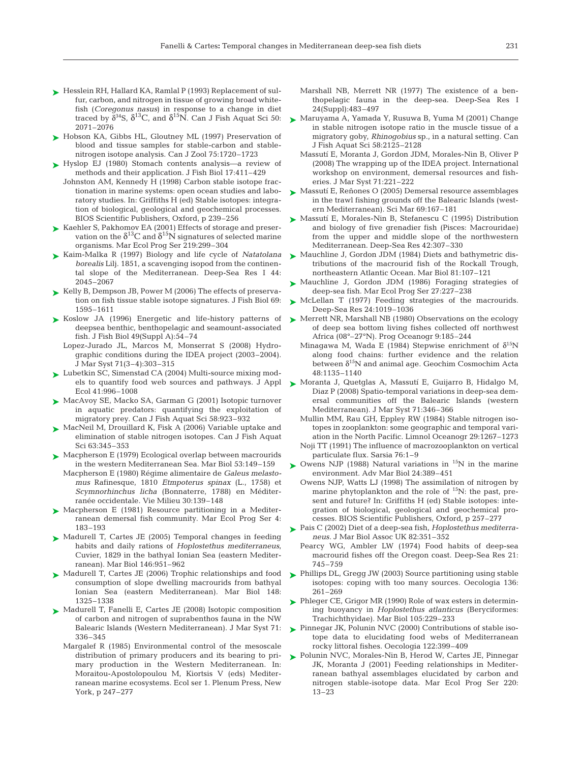Hesslein RH, Hallard KA, Ramlal P (1993) Replacement of sulfur, carbon, and nitrogen in tissue of growing broad whitefish (*Coregonus nasus*) in response to a change in diet traced by $\delta^{34}$S, $\delta^{13}$C, and $\delta^{15}$N. Can J Fish Aquat Sci 50: 2071–2076

Hobson KA, Gibbs HL, Gloutney ML (1997) Preservation of blood and tissue samples for stable-carbon and stable-nitrogen isotope analysis. Can J Zool 75:1720–1723

Hyslop EJ (1980) Stomach contents analysis—a review of methods and their application. J Fish Biol 17:411–429

Johnston AM, Kennedy H (1998) Carbon stable isotope fractionation in marine systems: open ocean studies and laboratory studies. In: Griffiths H (ed) Stable isotopes: integration of biological, geological and geochemical processes. BIOS Scientific Publishers, Oxford, p 239–256

Kaehler S, Pakhomov EA (2001) Effects of storage and preservation on the $\delta^{13}$C and $\delta^{15}$N signatures of selected marine organisms. Mar Ecol Prog Ser 219:299–304

Kaim-Malka R (1997) Biology and life cycle of *Natatolana borealis* Lilj. 1851, a scavenging isopod from the continental slope of the Mediterranean. Deep-Sea Res I 44: 2045–2067

Kelly B, Dempson JB, Power M (2006) The effects of preservation on fish tissue stable isotope signatures. J Fish Biol 69: 1595–1611

Koslow JA (1996) Energetic and life-history patterns of deepsea benthic, benthopelagic and seamount-associated fish. J Fish Biol 49(Suppl A):54–74

Lopez-Jurado JL, Marcos M, Monserrat S (2008) Hydrographic conditions during the IDEA project (2003–2004). J Mar Syst 71(3–4):303–315

Lubetkin SC, Simenstad CA (2004) Multi-source mixing models to quantify food web sources and pathways. J Appl Ecol 41:996–1008

MacAvoy SE, Macko SA, Garman G (2001) Isotopic turnover in aquatic predators: quantifying the exploitation of migratory prey. Can J Fish Aquat Sci 58:923–932

MacNeil M, Drouillard K, Fisk A (2006) Variable uptake and elimination of stable nitrogen isotopes. Can J Fish Aquat Sci 63:345–353

Macpherson E (1979) Ecological overlap between macrourids in the western Mediterranean Sea. Mar Biol 53:149–159

Macpherson E (1980) Régime alimentaire de *Galeus melastomus* Rafinesque, 1810 *Etmpoterus spinax* (L., 1758) et *Scymnorhinchus licha* (Bonnaterre, 1788) en Méditerranée occidentale. Vie Milieu 30:139–148

Macpherson E (1981) Resource partitioning in a Mediterranean demersal fish community. Mar Ecol Prog Ser 4: 183–193

Madurell T, Cartes JE (2005) Temporal changes in feeding habits and daily rations of *Hoplostethus mediterraneus*, Cuvier, 1829 in the bathyal Ionian Sea (eastern Mediterranean). Mar Biol 146:951–962

Madurell T, Cartes JE (2006) Trophic relationships and food consumption of slope dwelling macrourids from bathyal Ionian Sea (eastern Mediterranean). Mar Biol 148: 1325–1338

Madurell T, Fanelli E, Cartes JE (2008) Isotopic composition of carbon and nitrogen of suprabenthos fauna in the NW Balearic Islands (Western Mediterranean). J Mar Syst 71: 336–345

Margalef R (1985) Environmental control of the mesoscale distribution of primary producers and its bearing to primary production in the Western Mediterranean. In: Moraitou-Apostolopoulou M, Kiortsis V (eds) Mediterranean marine ecosystems. Ecol ser 1. Plenum Press, New York, p 247–277

Marshall NB, Merrett NR (1977) The existence of a benthopelagic fauna in the deep-sea. Deep-Sea Res I 24(Suppl):483–497

Maruyama A, Yamada Y, Rusuwa B, Yuma M (2001) Change in stable nitrogen isotope ratio in the muscle tissue of a migratory goby, *Rhinogobius* sp., in a natural setting. Can J Fish Aquat Sci 58:2125–2128

Massutí E, Moranta J, Gordon JDM, Morales-Nin B, Oliver P (2008) The wrapping up of the IDEA project. International workshop on environment, demersal resources and fisheries. J Mar Syst 71:221–222

Massutí E, Reñones O (2005) Demersal resource assemblages in the trawl fishing grounds off the Balearic Islands (western Mediterranean). Sci Mar 69:167–181

Massutí E, Morales-Nin B, Stefanescu C (1995) Distribution and biology of five grenadier fish (Pisces: Macrouridae) from the upper and middle slope of the northwestern Mediterranean. Deep-Sea Res 42:307–330

Mauchline J, Gordon JDM (1984) Diets and bathymetric distributions of the macrourid fish of the Rockall Trough, northeastern Atlantic Ocean. Mar Biol 81:107–121

Mauchline J, Gordon JDM (1986) Foraging strategies of deep-sea fish. Mar Ecol Prog Ser 27:227–238

McLellan T (1977) Feeding strategies of the macrourids. Deep-Sea Res 24:1019–1036

Merrett NR, Marshall NB (1980) Observations on the ecology of deep sea bottom living fishes collected off northwest Africa (08°–27°N). Prog Oceanogr 9:185–244

Minagawa M, Wada E (1984) Stepwise enrichment of $\delta^{15}$N along food chains: further evidence and the relation between $\delta^{15}$N and animal age. Geochim Cosmochim Acta 48:1135–1140

Moranta J, Quetglas A, Massutí E, Guijarro B, Hidalgo M, Diaz P (2008) Spatio-temporal variations in deep-sea demersal communities off the Balearic Islands (western Mediterranean). J Mar Syst 71:346–366

Mullin MM, Rau GH, Eppley RW (1984) Stable nitrogen isotopes in zooplankton: some geographic and temporal variation in the North Pacific. Limnol Oceanogr 29:1267–1273

Noji TT (1991) The influence of macrozooplankton on vertical particulate flux. Sarsia 76:1–9

Owens NJP (1988) Natural variations in $^{15}$N in the marine environment. Adv Mar Biol 24:389–451

Owens NJP, Watts LJ (1998) The assimilation of nitrogen by marine phytoplankton and the role of $^{15}$N: the past, present and future? In: Griffiths H (ed) Stable isotopes: integration of biological, geological and geochemical processes. BIOS Scientific Publishers, Oxford, p 257–277

Pais C (2002) Diet of a deep-sea fish, *Hoplostethus mediterraneus*. J Mar Biol Assoc UK 82:351–352

Pearcy WG, Ambler LW (1974) Food habits of deep-sea macrourid fishes off the Oregon coast. Deep-Sea Res 21: 745–759

Phillips DL, Gregg JW (2003) Source partitioning using stable isotopes: coping with too many sources. Oecologia 136: 261–269

Phleger CE, Grigor MR (1990) Role of wax esters in determining buoyancy in *Hoplostethus atlanticus* (Beryciformes: Trachichthyidae). Mar Biol 105:229–233

Pinnegar JK, Polunin NVC (2000) Contributions of stable isotope data to elucidating food webs of Mediterranean rocky littoral fishes. Oecologia 122:399–409

Polunin NVC, Morales-Nin B, Herod W, Cartes JE, Pinnegar JK, Moranta J (2001) Feeding relationships in Mediterranean bathyal assemblages elucidated by carbon and nitrogen stable-isotope data. Mar Ecol Prog Ser 220: 13–23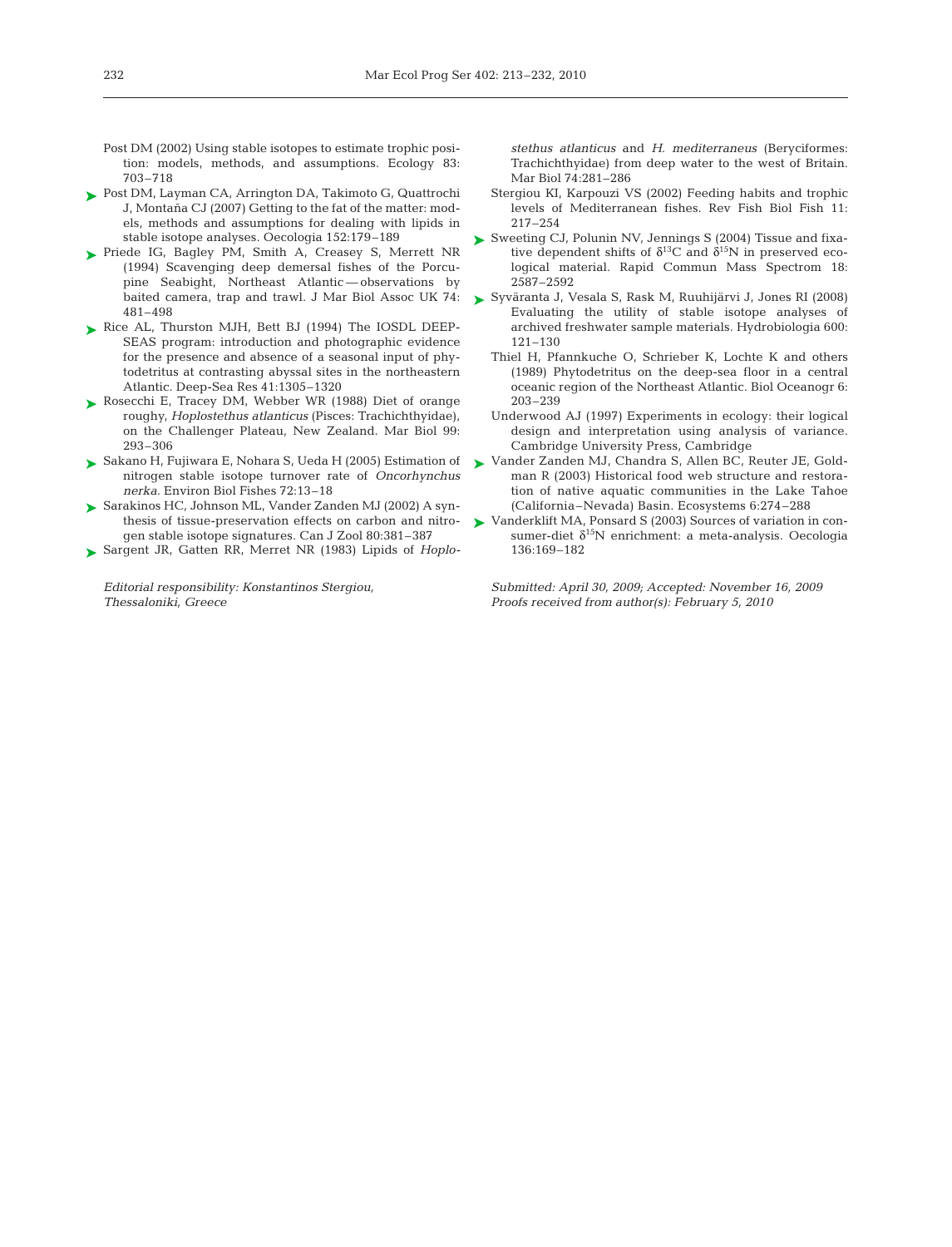Post DM (2002) Using stable isotopes to estimate trophic position: models, methods, and assumptions. Ecology 83: 703–718

Post DM, Layman CA, Arrington DA, Takimoto G, Quattrochi J, Montaña CJ (2007) Getting to the fat of the matter: models, methods and assumptions for dealing with lipids in stable isotope analyses. Oecologia 152:179–189

Priede IG, Bagley PM, Smith A, Creasey S, Merrett NR (1994) Scavenging deep demersal fishes of the Porcupine Seabight, Northeast Atlantic — observations by baited camera, trap and trawl. J Mar Biol Assoc UK 74: 481–498

Rice AL, Thurston MJH, Bett BJ (1994) The IOSDL DEEPSEAS program: introduction and photographic evidence for the presence and absence of a seasonal input of phytodetritus at contrasting abyssal sites in the northeastern Atlantic. Deep-Sea Res 41:1305–1320

Rosecchi E, Tracey DM, Webber WR (1988) Diet of orange roughy, *Hoplostethus atlanticus* (Pisces: Trachichthyidae), on the Challenger Plateau, New Zealand. Mar Biol 99: 293–306

Sakano H, Fujiwara E, Nohara S, Ueda H (2005) Estimation of nitrogen stable isotope turnover rate of *Oncorhynchus nerka*. Environ Biol Fishes 72:13–18

Sarakinos HC, Johnson ML, Vander Zanden MJ (2002) A synthesis of tissue-preservation effects on carbon and nitrogen stable isotope signatures. Can J Zool 80:381–387

Sargent JR, Gatten RR, Merret NR (1983) Lipids of *Hoplostethus atlanticus* and *H. mediterraneus* (Beryciformes: Trachichthyidae) from deep water to the west of Britain. Mar Biol 74:281–286

Stergiou KI, Karpouzi VS (2002) Feeding habits and trophic levels of Mediterranean fishes. Rev Fish Biol Fish 11: 217–254

Sweeting CJ, Polunin NV, Jennings S (2004) Tissue and fixative dependent shifts of $\delta^{13}$C and $\delta^{15}$N in preserved ecological material. Rapid Commun Mass Spectrom 18: 2587–2592

Syväranta J, Vesala S, Rask M, Ruuhijärvi J, Jones RI (2008) Evaluating the utility of stable isotope analyses of archived freshwater sample materials. Hydrobiologia 600: 121–130

Thiel H, Pfannkuche O, Schrieber K, Lochte K and others (1989) Phytodetritus on the deep-sea floor in a central oceanic region of the Northeast Atlantic. Biol Oceanogr 6: 203–239

Underwood AJ (1997) Experiments in ecology: their logical design and interpretation using analysis of variance. Cambridge University Press, Cambridge

Vander Zanden MJ, Chandra S, Allen BC, Reuter JE, Goldman R (2003) Historical food web structure and restoration of native aquatic communities in the Lake Tahoe (California–Nevada) Basin. Ecosystems 6:274–288

Vanderklift MA, Ponsard S (2003) Sources of variation in consumer-diet $\delta^{15}$N enrichment: a meta-analysis. Oecologia 136:169–182

*Editorial responsibility: Konstantinos Stergiou, Thessaloniki, Greece*

*Submitted: April 30, 2009; Accepted: November 16, 2009*
*Proofs received from author(s): February 5, 2010*